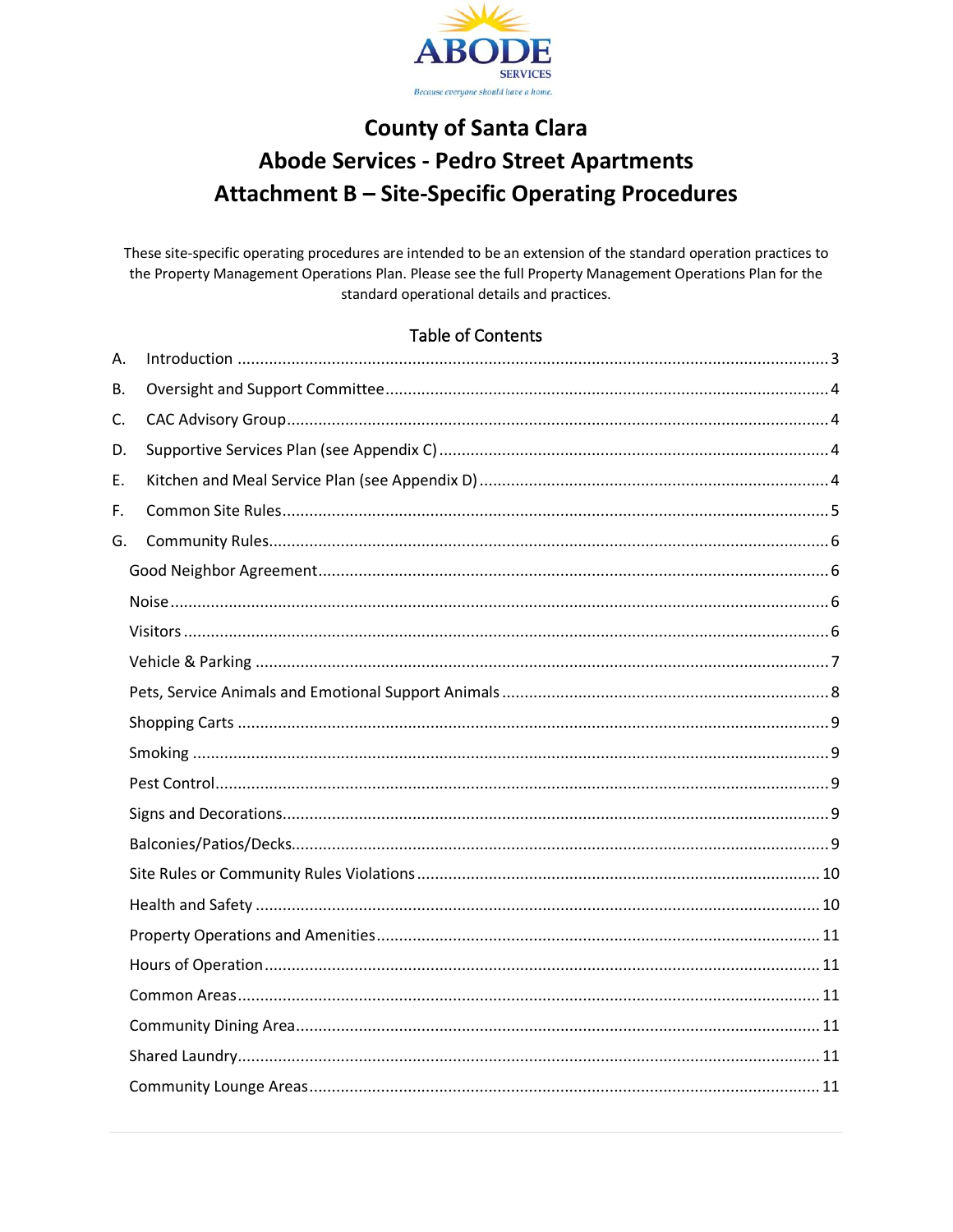ABODE SERVICES

*Because everyone should have a home.*

# County of Santa Clara
# Abode Services - Pedro Street Apartments
# Attachment B – Site-Specific Operating Procedures

These site-specific operating procedures are intended to be an extension of the standard operation practices to the Property Management Operations Plan. Please see the full Property Management Operations Plan for the standard operational details and practices.

## Table of Contents

A. Introduction ........ 3

B. Oversight and Support Committee ........ 4

C. CAC Advisory Group ........ 4

D. Supportive Services Plan (see Appendix C) ........ 4

E. Kitchen and Meal Service Plan (see Appendix D) ........ 4

F. Common Site Rules ........ 5

G. Community Rules ........ 6

- Good Neighbor Agreement ........ 6
- Noise ........ 6
- Visitors ........ 6
- Vehicle & Parking ........ 7
- Pets, Service Animals and Emotional Support Animals ........ 8
- Shopping Carts ........ 9
- Smoking ........ 9
- Pest Control ........ 9
- Signs and Decorations ........ 9
- Balconies/Patios/Decks ........ 9
- Site Rules or Community Rules Violations ........ 10
- Health and Safety ........ 10
- Property Operations and Amenities ........ 11
- Hours of Operation ........ 11
- Common Areas ........ 11
- Community Dining Area ........ 11
- Shared Laundry ........ 11
- Community Lounge Areas ........ 11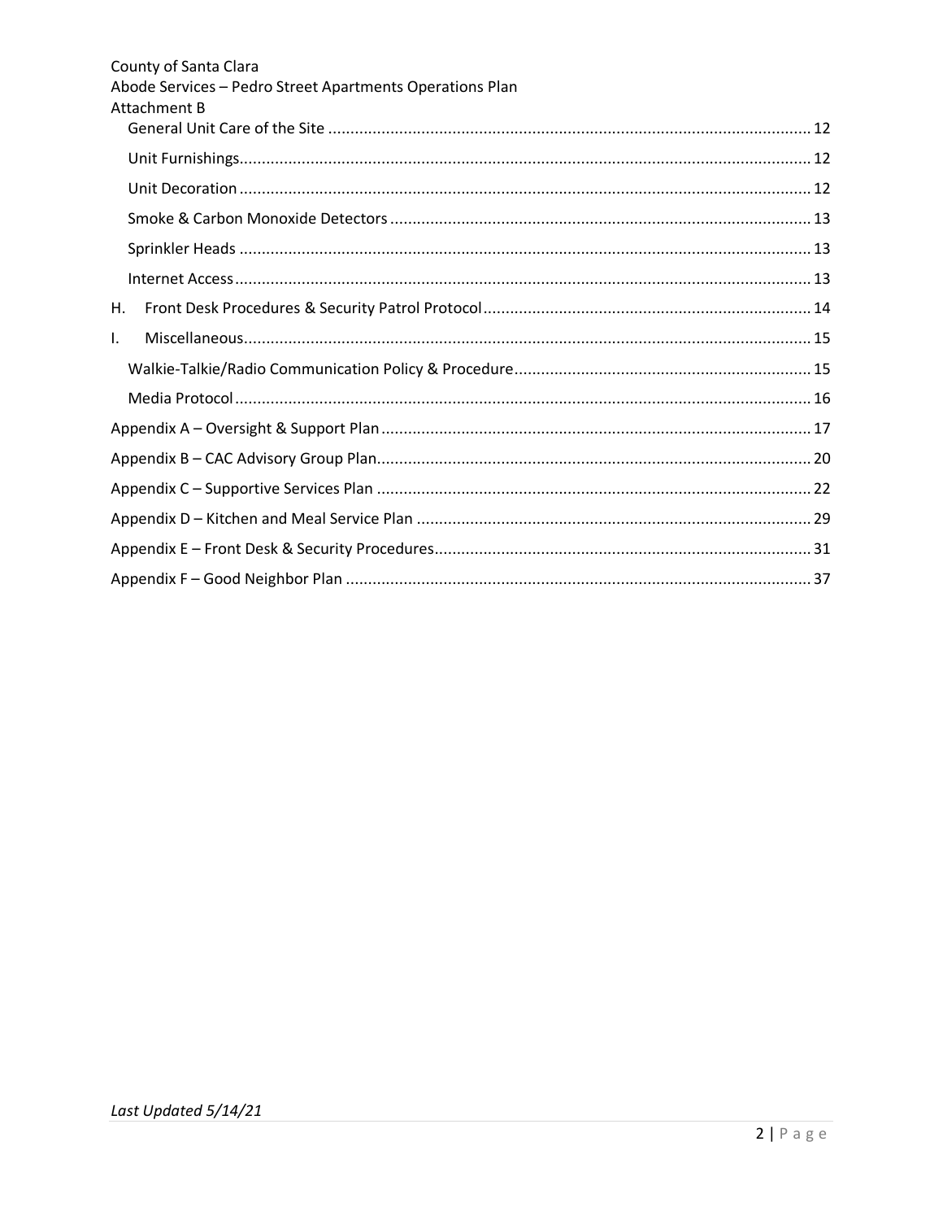General Unit Care of the Site ........................................................................................................ 12

Unit Furnishings........................................................................................................................ 12

Unit Decoration ......................................................................................................................... 12

Smoke & Carbon Monoxide Detectors ....................................................................................... 13

Sprinkler Heads ......................................................................................................................... 13

Internet Access .......................................................................................................................... 13

H. Front Desk Procedures & Security Patrol Protocol ..................................................................... 14

I. Miscellaneous ............................................................................................................................ 15

Walkie-Talkie/Radio Communication Policy & Procedure ........................................................... 15

Media Protocol .......................................................................................................................... 16

Appendix A – Oversight & Support Plan ......................................................................................... 17

Appendix B – CAC Advisory Group Plan .......................................................................................... 20

Appendix C – Supportive Services Plan ........................................................................................... 22

Appendix D – Kitchen and Meal Service Plan .................................................................................. 29

Appendix E – Front Desk & Security Procedures .............................................................................. 31

Appendix F – Good Neighbor Plan .................................................................................................. 37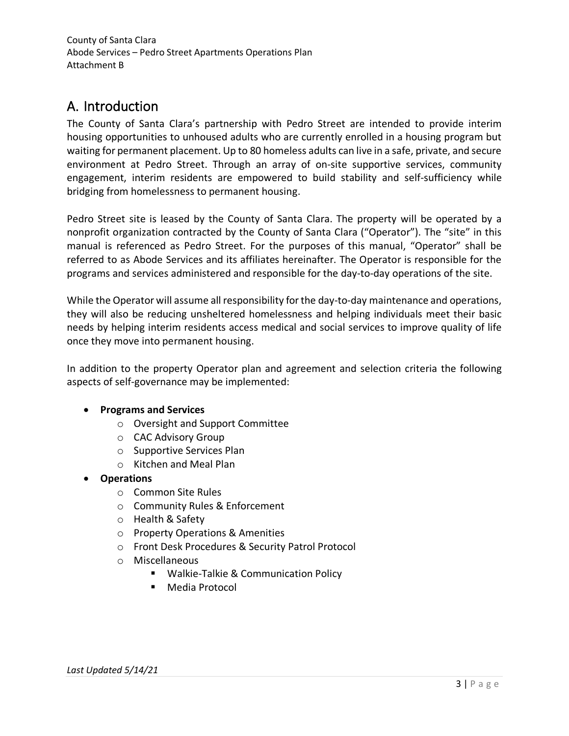## A. Introduction

The County of Santa Clara's partnership with Pedro Street are intended to provide interim housing opportunities to unhoused adults who are currently enrolled in a housing program but waiting for permanent placement. Up to 80 homeless adults can live in a safe, private, and secure environment at Pedro Street. Through an array of on-site supportive services, community engagement, interim residents are empowered to build stability and self-sufficiency while bridging from homelessness to permanent housing.

Pedro Street site is leased by the County of Santa Clara. The property will be operated by a nonprofit organization contracted by the County of Santa Clara ("Operator"). The "site" in this manual is referenced as Pedro Street. For the purposes of this manual, "Operator" shall be referred to as Abode Services and its affiliates hereinafter. The Operator is responsible for the programs and services administered and responsible for the day-to-day operations of the site.

While the Operator will assume all responsibility for the day-to-day maintenance and operations, they will also be reducing unsheltered homelessness and helping individuals meet their basic needs by helping interim residents access medical and social services to improve quality of life once they move into permanent housing.

In addition to the property Operator plan and agreement and selection criteria the following aspects of self-governance may be implemented:

- **Programs and Services**
  - Oversight and Support Committee
  - CAC Advisory Group
  - Supportive Services Plan
  - Kitchen and Meal Plan
- **Operations**
  - Common Site Rules
  - Community Rules & Enforcement
  - Health & Safety
  - Property Operations & Amenities
  - Front Desk Procedures & Security Patrol Protocol
  - Miscellaneous
    - Walkie-Talkie & Communication Policy
    - Media Protocol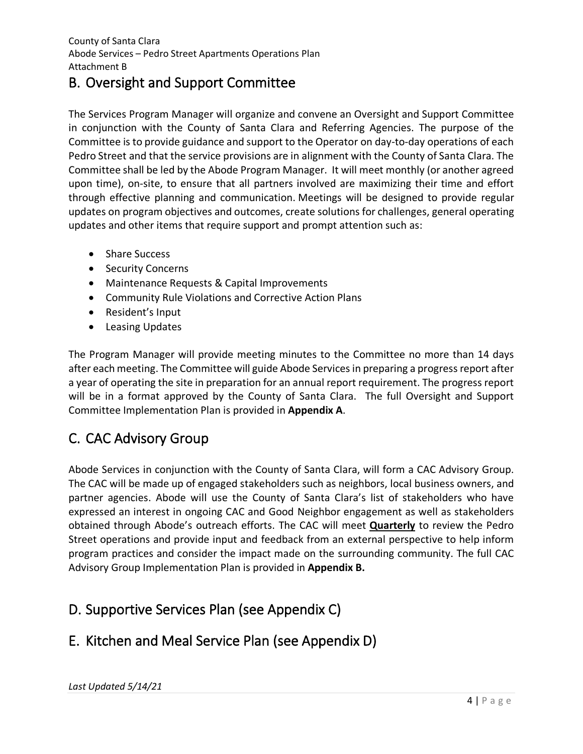## B. Oversight and Support Committee

The Services Program Manager will organize and convene an Oversight and Support Committee in conjunction with the County of Santa Clara and Referring Agencies. The purpose of the Committee is to provide guidance and support to the Operator on day-to-day operations of each Pedro Street and that the service provisions are in alignment with the County of Santa Clara. The Committee shall be led by the Abode Program Manager. It will meet monthly (or another agreed upon time), on-site, to ensure that all partners involved are maximizing their time and effort through effective planning and communication. Meetings will be designed to provide regular updates on program objectives and outcomes, create solutions for challenges, general operating updates and other items that require support and prompt attention such as:

- Share Success
- Security Concerns
- Maintenance Requests & Capital Improvements
- Community Rule Violations and Corrective Action Plans
- Resident's Input
- Leasing Updates

The Program Manager will provide meeting minutes to the Committee no more than 14 days after each meeting. The Committee will guide Abode Services in preparing a progress report after a year of operating the site in preparation for an annual report requirement. The progress report will be in a format approved by the County of Santa Clara. The full Oversight and Support Committee Implementation Plan is provided in **Appendix A**.

## C. CAC Advisory Group

Abode Services in conjunction with the County of Santa Clara, will form a CAC Advisory Group. The CAC will be made up of engaged stakeholders such as neighbors, local business owners, and partner agencies. Abode will use the County of Santa Clara's list of stakeholders who have expressed an interest in ongoing CAC and Good Neighbor engagement as well as stakeholders obtained through Abode's outreach efforts. The CAC will meet **<u>Quarterly</u>** to review the Pedro Street operations and provide input and feedback from an external perspective to help inform program practices and consider the impact made on the surrounding community. The full CAC Advisory Group Implementation Plan is provided in **Appendix B.**

## D. Supportive Services Plan (see Appendix C)

## E. Kitchen and Meal Service Plan (see Appendix D)

*Last Updated 5/14/21*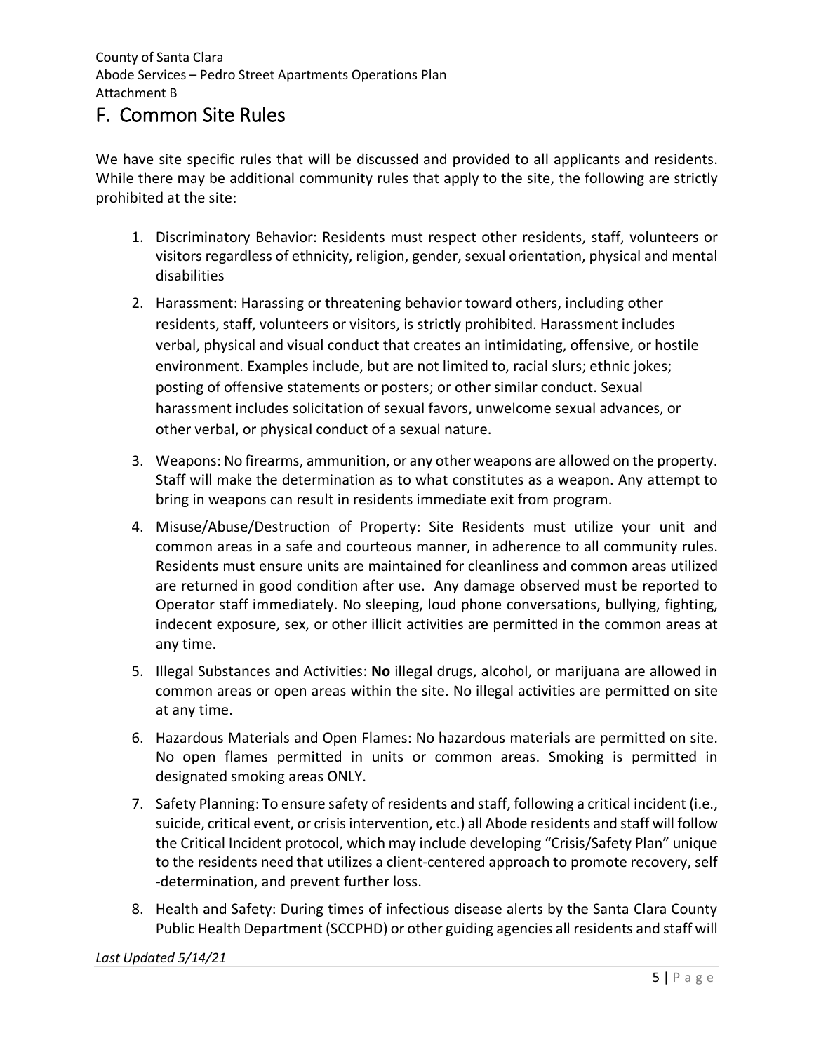## F. Common Site Rules

We have site specific rules that will be discussed and provided to all applicants and residents. While there may be additional community rules that apply to the site, the following are strictly prohibited at the site:

1. Discriminatory Behavior: Residents must respect other residents, staff, volunteers or visitors regardless of ethnicity, religion, gender, sexual orientation, physical and mental disabilities
2. Harassment: Harassing or threatening behavior toward others, including other residents, staff, volunteers or visitors, is strictly prohibited. Harassment includes verbal, physical and visual conduct that creates an intimidating, offensive, or hostile environment. Examples include, but are not limited to, racial slurs; ethnic jokes; posting of offensive statements or posters; or other similar conduct. Sexual harassment includes solicitation of sexual favors, unwelcome sexual advances, or other verbal, or physical conduct of a sexual nature.
3. Weapons: No firearms, ammunition, or any other weapons are allowed on the property. Staff will make the determination as to what constitutes as a weapon. Any attempt to bring in weapons can result in residents immediate exit from program.
4. Misuse/Abuse/Destruction of Property: Site Residents must utilize your unit and common areas in a safe and courteous manner, in adherence to all community rules. Residents must ensure units are maintained for cleanliness and common areas utilized are returned in good condition after use. Any damage observed must be reported to Operator staff immediately. No sleeping, loud phone conversations, bullying, fighting, indecent exposure, sex, or other illicit activities are permitted in the common areas at any time.
5. Illegal Substances and Activities: **No** illegal drugs, alcohol, or marijuana are allowed in common areas or open areas within the site. No illegal activities are permitted on site at any time.
6. Hazardous Materials and Open Flames: No hazardous materials are permitted on site. No open flames permitted in units or common areas. Smoking is permitted in designated smoking areas ONLY.
7. Safety Planning: To ensure safety of residents and staff, following a critical incident (i.e., suicide, critical event, or crisis intervention, etc.) all Abode residents and staff will follow the Critical Incident protocol, which may include developing "Crisis/Safety Plan" unique to the residents need that utilizes a client-centered approach to promote recovery, self -determination, and prevent further loss.
8. Health and Safety: During times of infectious disease alerts by the Santa Clara County Public Health Department (SCCPHD) or other guiding agencies all residents and staff will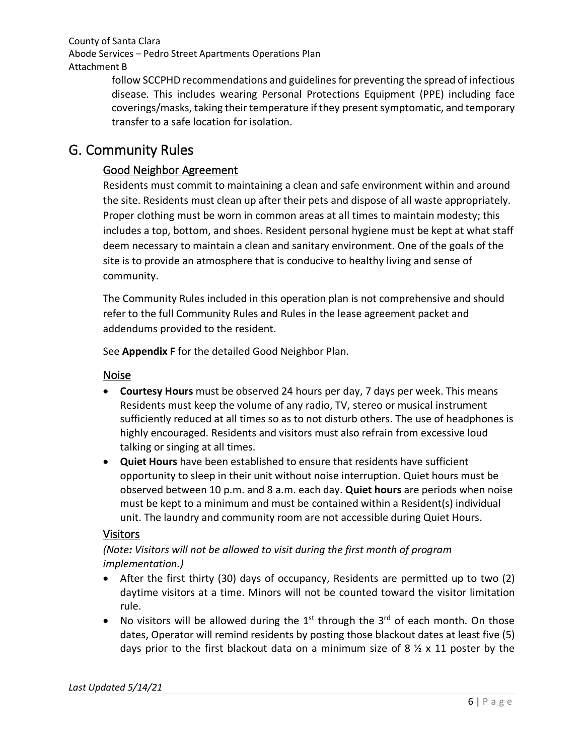follow SCCPHD recommendations and guidelines for preventing the spread of infectious disease. This includes wearing Personal Protections Equipment (PPE) including face coverings/masks, taking their temperature if they present symptomatic, and temporary transfer to a safe location for isolation.

# G. Community Rules

## Good Neighbor Agreement

Residents must commit to maintaining a clean and safe environment within and around the site. Residents must clean up after their pets and dispose of all waste appropriately. Proper clothing must be worn in common areas at all times to maintain modesty; this includes a top, bottom, and shoes. Resident personal hygiene must be kept at what staff deem necessary to maintain a clean and sanitary environment. One of the goals of the site is to provide an atmosphere that is conducive to healthy living and sense of community.

The Community Rules included in this operation plan is not comprehensive and should refer to the full Community Rules and Rules in the lease agreement packet and addendums provided to the resident.

See **Appendix F** for the detailed Good Neighbor Plan.

## Noise

- **Courtesy Hours** must be observed 24 hours per day, 7 days per week. This means Residents must keep the volume of any radio, TV, stereo or musical instrument sufficiently reduced at all times so as to not disturb others. The use of headphones is highly encouraged. Residents and visitors must also refrain from excessive loud talking or singing at all times.
- **Quiet Hours** have been established to ensure that residents have sufficient opportunity to sleep in their unit without noise interruption. Quiet hours must be observed between 10 p.m. and 8 a.m. each day. **Quiet hours** are periods when noise must be kept to a minimum and must be contained within a Resident(s) individual unit. The laundry and community room are not accessible during Quiet Hours.

## Visitors

*(Note**:** Visitors will not be allowed to visit during the first month of program implementation.)*

- After the first thirty (30) days of occupancy, Residents are permitted up to two (2) daytime visitors at a time. Minors will not be counted toward the visitor limitation rule.
- No visitors will be allowed during the 1st through the 3rd of each month. On those dates, Operator will remind residents by posting those blackout dates at least five (5) days prior to the first blackout data on a minimum size of 8 ½ x 11 poster by the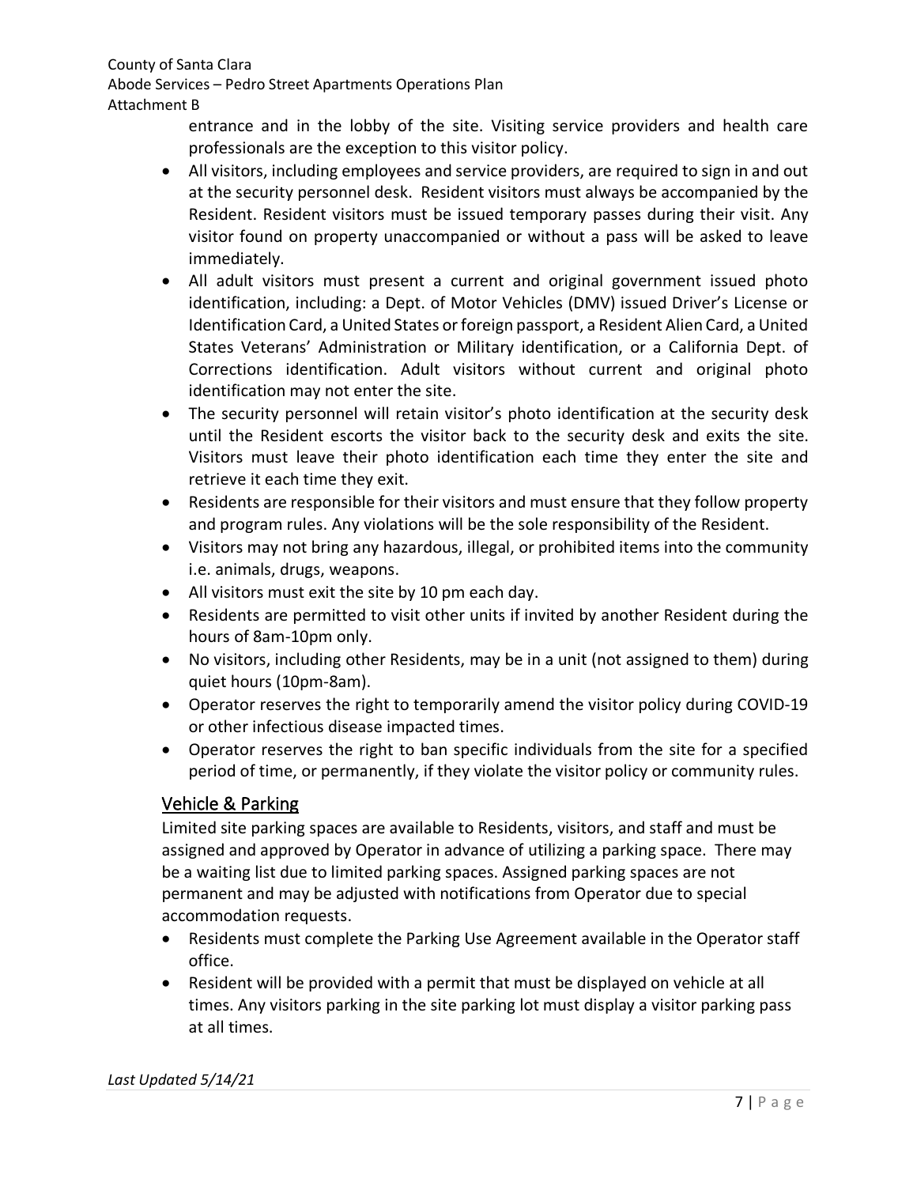entrance and in the lobby of the site. Visiting service providers and health care professionals are the exception to this visitor policy.

- All visitors, including employees and service providers, are required to sign in and out at the security personnel desk. Resident visitors must always be accompanied by the Resident. Resident visitors must be issued temporary passes during their visit. Any visitor found on property unaccompanied or without a pass will be asked to leave immediately.
- All adult visitors must present a current and original government issued photo identification, including: a Dept. of Motor Vehicles (DMV) issued Driver's License or Identification Card, a United States or foreign passport, a Resident Alien Card, a United States Veterans' Administration or Military identification, or a California Dept. of Corrections identification. Adult visitors without current and original photo identification may not enter the site.
- The security personnel will retain visitor's photo identification at the security desk until the Resident escorts the visitor back to the security desk and exits the site. Visitors must leave their photo identification each time they enter the site and retrieve it each time they exit.
- Residents are responsible for their visitors and must ensure that they follow property and program rules. Any violations will be the sole responsibility of the Resident.
- Visitors may not bring any hazardous, illegal, or prohibited items into the community i.e. animals, drugs, weapons.
- All visitors must exit the site by 10 pm each day.
- Residents are permitted to visit other units if invited by another Resident during the hours of 8am-10pm only.
- No visitors, including other Residents, may be in a unit (not assigned to them) during quiet hours (10pm-8am).
- Operator reserves the right to temporarily amend the visitor policy during COVID-19 or other infectious disease impacted times.
- Operator reserves the right to ban specific individuals from the site for a specified period of time, or permanently, if they violate the visitor policy or community rules.

## Vehicle & Parking

Limited site parking spaces are available to Residents, visitors, and staff and must be assigned and approved by Operator in advance of utilizing a parking space. There may be a waiting list due to limited parking spaces. Assigned parking spaces are not permanent and may be adjusted with notifications from Operator due to special accommodation requests.

- Residents must complete the Parking Use Agreement available in the Operator staff office.
- Resident will be provided with a permit that must be displayed on vehicle at all times. Any visitors parking in the site parking lot must display a visitor parking pass at all times.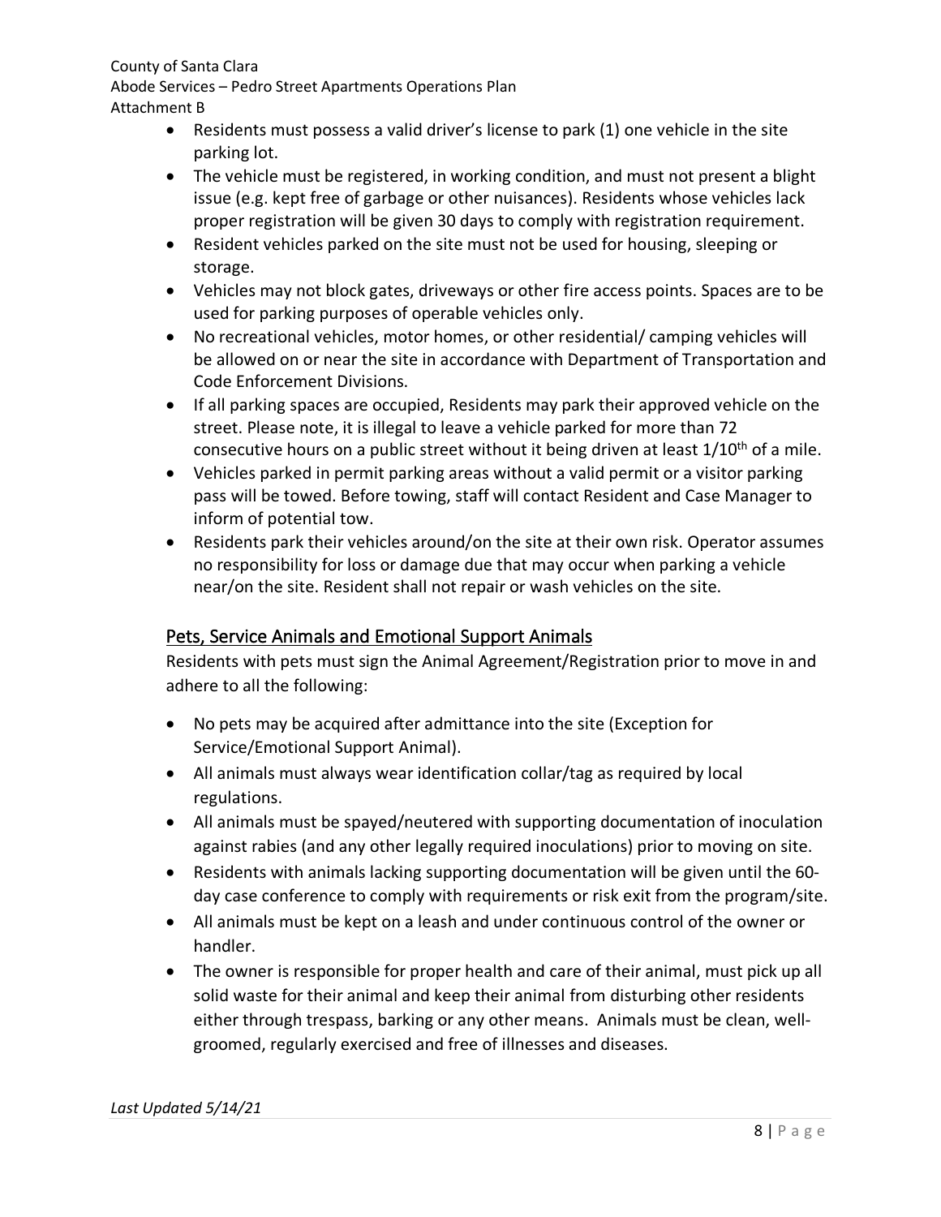- Residents must possess a valid driver's license to park (1) one vehicle in the site parking lot.
- The vehicle must be registered, in working condition, and must not present a blight issue (e.g. kept free of garbage or other nuisances). Residents whose vehicles lack proper registration will be given 30 days to comply with registration requirement.
- Resident vehicles parked on the site must not be used for housing, sleeping or storage.
- Vehicles may not block gates, driveways or other fire access points. Spaces are to be used for parking purposes of operable vehicles only.
- No recreational vehicles, motor homes, or other residential/ camping vehicles will be allowed on or near the site in accordance with Department of Transportation and Code Enforcement Divisions.
- If all parking spaces are occupied, Residents may park their approved vehicle on the street. Please note, it is illegal to leave a vehicle parked for more than 72 consecutive hours on a public street without it being driven at least 1/10th of a mile.
- Vehicles parked in permit parking areas without a valid permit or a visitor parking pass will be towed. Before towing, staff will contact Resident and Case Manager to inform of potential tow.
- Residents park their vehicles around/on the site at their own risk. Operator assumes no responsibility for loss or damage due that may occur when parking a vehicle near/on the site. Resident shall not repair or wash vehicles on the site.

## Pets, Service Animals and Emotional Support Animals

Residents with pets must sign the Animal Agreement/Registration prior to move in and adhere to all the following:

- No pets may be acquired after admittance into the site (Exception for Service/Emotional Support Animal).
- All animals must always wear identification collar/tag as required by local regulations.
- All animals must be spayed/neutered with supporting documentation of inoculation against rabies (and any other legally required inoculations) prior to moving on site.
- Residents with animals lacking supporting documentation will be given until the 60-day case conference to comply with requirements or risk exit from the program/site.
- All animals must be kept on a leash and under continuous control of the owner or handler.
- The owner is responsible for proper health and care of their animal, must pick up all solid waste for their animal and keep their animal from disturbing other residents either through trespass, barking or any other means. Animals must be clean, well-groomed, regularly exercised and free of illnesses and diseases.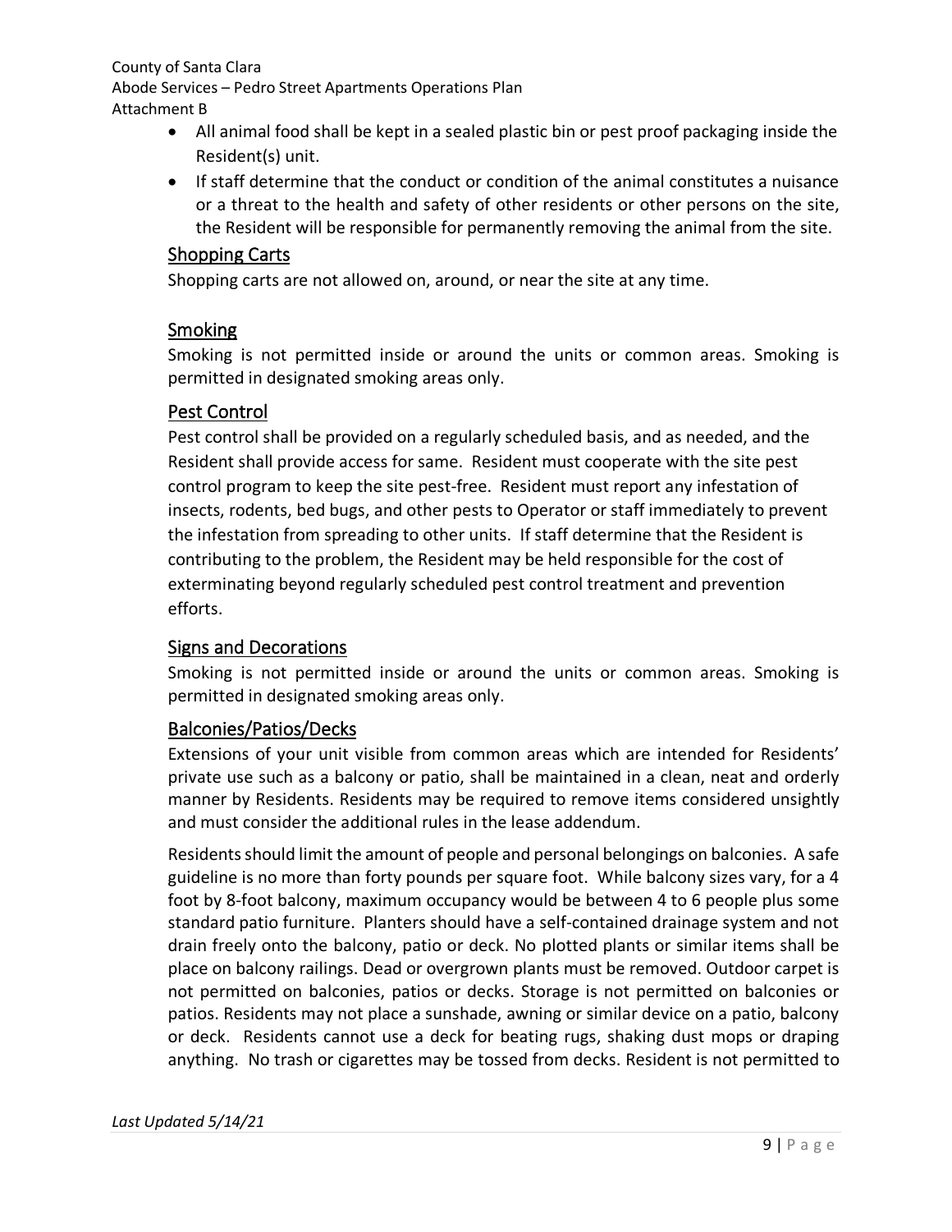- All animal food shall be kept in a sealed plastic bin or pest proof packaging inside the Resident(s) unit.
- If staff determine that the conduct or condition of the animal constitutes a nuisance or a threat to the health and safety of other residents or other persons on the site, the Resident will be responsible for permanently removing the animal from the site.

## Shopping Carts

Shopping carts are not allowed on, around, or near the site at any time.

## Smoking

Smoking is not permitted inside or around the units or common areas. Smoking is permitted in designated smoking areas only.

## Pest Control

Pest control shall be provided on a regularly scheduled basis, and as needed, and the Resident shall provide access for same. Resident must cooperate with the site pest control program to keep the site pest-free. Resident must report any infestation of insects, rodents, bed bugs, and other pests to Operator or staff immediately to prevent the infestation from spreading to other units. If staff determine that the Resident is contributing to the problem, the Resident may be held responsible for the cost of exterminating beyond regularly scheduled pest control treatment and prevention efforts.

## Signs and Decorations

Smoking is not permitted inside or around the units or common areas. Smoking is permitted in designated smoking areas only.

## Balconies/Patios/Decks

Extensions of your unit visible from common areas which are intended for Residents' private use such as a balcony or patio, shall be maintained in a clean, neat and orderly manner by Residents. Residents may be required to remove items considered unsightly and must consider the additional rules in the lease addendum.

Residents should limit the amount of people and personal belongings on balconies. A safe guideline is no more than forty pounds per square foot. While balcony sizes vary, for a 4 foot by 8-foot balcony, maximum occupancy would be between 4 to 6 people plus some standard patio furniture. Planters should have a self-contained drainage system and not drain freely onto the balcony, patio or deck. No plotted plants or similar items shall be place on balcony railings. Dead or overgrown plants must be removed. Outdoor carpet is not permitted on balconies, patios or decks. Storage is not permitted on balconies or patios. Residents may not place a sunshade, awning or similar device on a patio, balcony or deck. Residents cannot use a deck for beating rugs, shaking dust mops or draping anything. No trash or cigarettes may be tossed from decks. Resident is not permitted to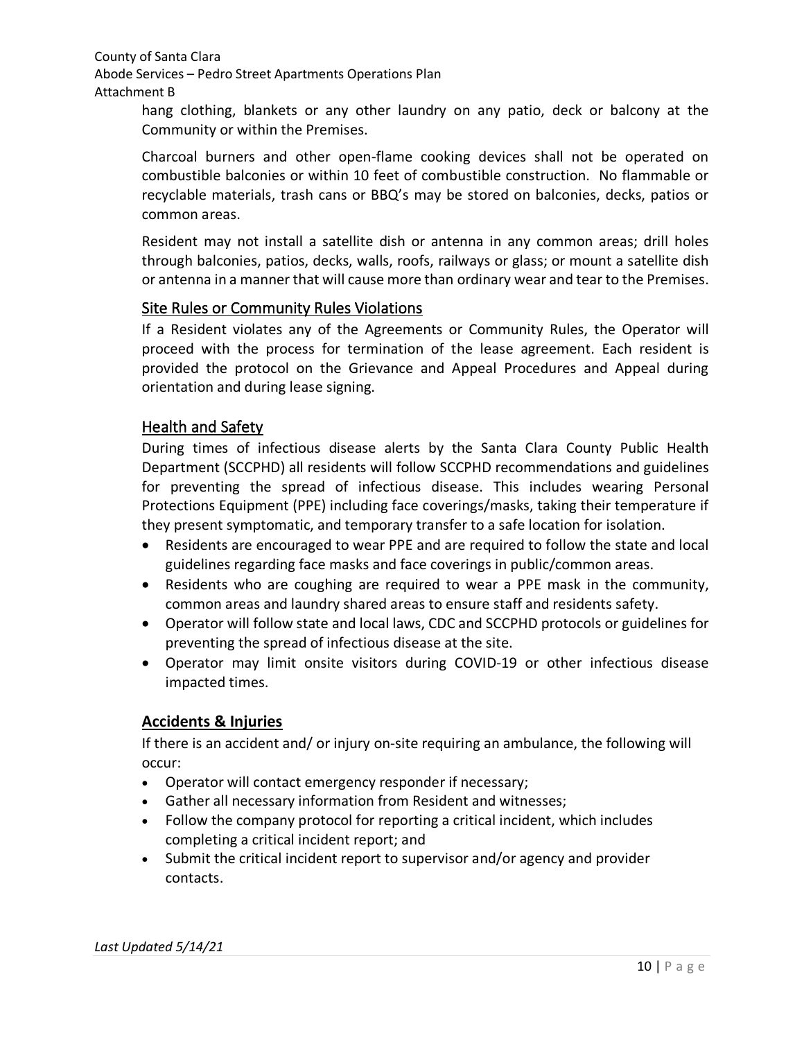hang clothing, blankets or any other laundry on any patio, deck or balcony at the Community or within the Premises.

Charcoal burners and other open-flame cooking devices shall not be operated on combustible balconies or within 10 feet of combustible construction. No flammable or recyclable materials, trash cans or BBQ's may be stored on balconies, decks, patios or common areas.

Resident may not install a satellite dish or antenna in any common areas; drill holes through balconies, patios, decks, walls, roofs, railways or glass; or mount a satellite dish or antenna in a manner that will cause more than ordinary wear and tear to the Premises.

## Site Rules or Community Rules Violations

If a Resident violates any of the Agreements or Community Rules, the Operator will proceed with the process for termination of the lease agreement. Each resident is provided the protocol on the Grievance and Appeal Procedures and Appeal during orientation and during lease signing.

## Health and Safety

During times of infectious disease alerts by the Santa Clara County Public Health Department (SCCPHD) all residents will follow SCCPHD recommendations and guidelines for preventing the spread of infectious disease. This includes wearing Personal Protections Equipment (PPE) including face coverings/masks, taking their temperature if they present symptomatic, and temporary transfer to a safe location for isolation.

- Residents are encouraged to wear PPE and are required to follow the state and local guidelines regarding face masks and face coverings in public/common areas.
- Residents who are coughing are required to wear a PPE mask in the community, common areas and laundry shared areas to ensure staff and residents safety.
- Operator will follow state and local laws, CDC and SCCPHD protocols or guidelines for preventing the spread of infectious disease at the site.
- Operator may limit onsite visitors during COVID-19 or other infectious disease impacted times.

## **Accidents & Injuries**

If there is an accident and/ or injury on-site requiring an ambulance, the following will occur:

- Operator will contact emergency responder if necessary;
- Gather all necessary information from Resident and witnesses;
- Follow the company protocol for reporting a critical incident, which includes completing a critical incident report; and
- Submit the critical incident report to supervisor and/or agency and provider contacts.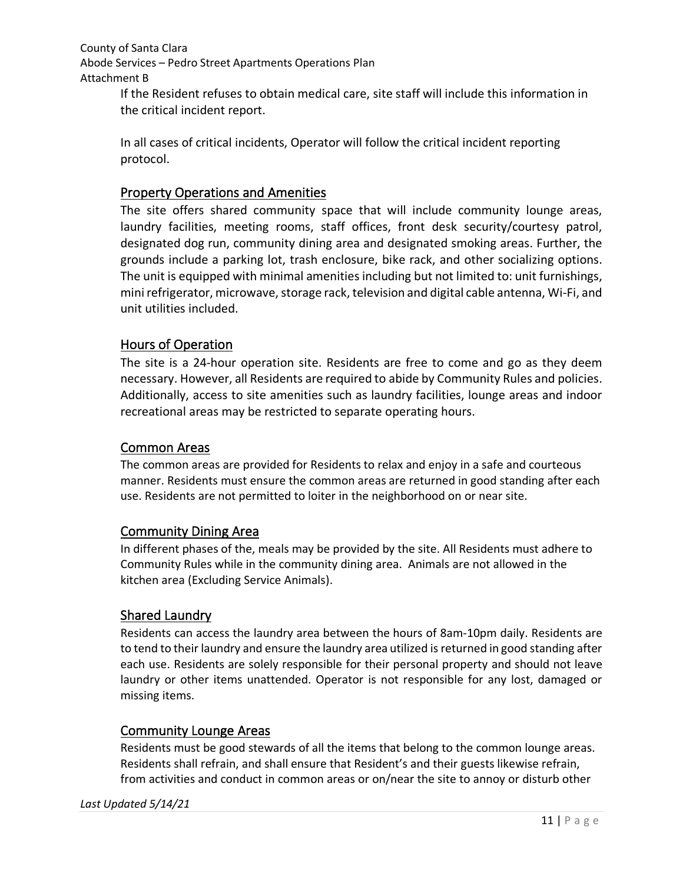If the Resident refuses to obtain medical care, site staff will include this information in the critical incident report.

In all cases of critical incidents, Operator will follow the critical incident reporting protocol.

## Property Operations and Amenities

The site offers shared community space that will include community lounge areas, laundry facilities, meeting rooms, staff offices, front desk security/courtesy patrol, designated dog run, community dining area and designated smoking areas. Further, the grounds include a parking lot, trash enclosure, bike rack, and other socializing options. The unit is equipped with minimal amenities including but not limited to: unit furnishings, mini refrigerator, microwave, storage rack, television and digital cable antenna, Wi-Fi, and unit utilities included.

## Hours of Operation

The site is a 24-hour operation site. Residents are free to come and go as they deem necessary. However, all Residents are required to abide by Community Rules and policies. Additionally, access to site amenities such as laundry facilities, lounge areas and indoor recreational areas may be restricted to separate operating hours.

## Common Areas

The common areas are provided for Residents to relax and enjoy in a safe and courteous manner. Residents must ensure the common areas are returned in good standing after each use. Residents are not permitted to loiter in the neighborhood on or near site.

## Community Dining Area

In different phases of the, meals may be provided by the site. All Residents must adhere to Community Rules while in the community dining area. Animals are not allowed in the kitchen area (Excluding Service Animals).

## Shared Laundry

Residents can access the laundry area between the hours of 8am-10pm daily. Residents are to tend to their laundry and ensure the laundry area utilized is returned in good standing after each use. Residents are solely responsible for their personal property and should not leave laundry or other items unattended. Operator is not responsible for any lost, damaged or missing items.

## Community Lounge Areas

Residents must be good stewards of all the items that belong to the common lounge areas. Residents shall refrain, and shall ensure that Resident's and their guests likewise refrain, from activities and conduct in common areas or on/near the site to annoy or disturb other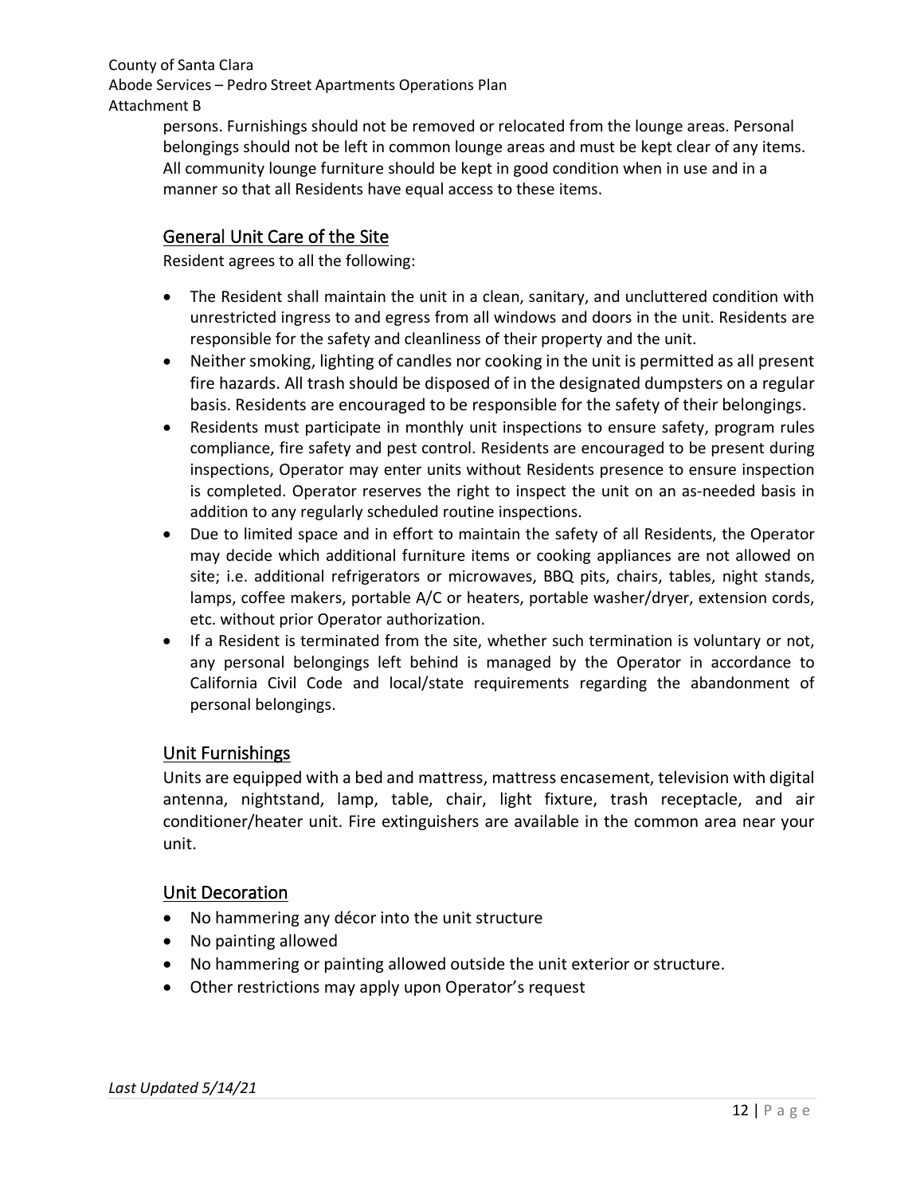persons. Furnishings should not be removed or relocated from the lounge areas. Personal belongings should not be left in common lounge areas and must be kept clear of any items. All community lounge furniture should be kept in good condition when in use and in a manner so that all Residents have equal access to these items.

## General Unit Care of the Site

Resident agrees to all the following:

- The Resident shall maintain the unit in a clean, sanitary, and uncluttered condition with unrestricted ingress to and egress from all windows and doors in the unit. Residents are responsible for the safety and cleanliness of their property and the unit.
- Neither smoking, lighting of candles nor cooking in the unit is permitted as all present fire hazards. All trash should be disposed of in the designated dumpsters on a regular basis. Residents are encouraged to be responsible for the safety of their belongings.
- Residents must participate in monthly unit inspections to ensure safety, program rules compliance, fire safety and pest control. Residents are encouraged to be present during inspections, Operator may enter units without Residents presence to ensure inspection is completed. Operator reserves the right to inspect the unit on an as-needed basis in addition to any regularly scheduled routine inspections.
- Due to limited space and in effort to maintain the safety of all Residents, the Operator may decide which additional furniture items or cooking appliances are not allowed on site; i.e. additional refrigerators or microwaves, BBQ pits, chairs, tables, night stands, lamps, coffee makers, portable A/C or heaters, portable washer/dryer, extension cords, etc. without prior Operator authorization.
- If a Resident is terminated from the site, whether such termination is voluntary or not, any personal belongings left behind is managed by the Operator in accordance to California Civil Code and local/state requirements regarding the abandonment of personal belongings.

## Unit Furnishings

Units are equipped with a bed and mattress, mattress encasement, television with digital antenna, nightstand, lamp, table, chair, light fixture, trash receptacle, and air conditioner/heater unit. Fire extinguishers are available in the common area near your unit.

## Unit Decoration

- No hammering any décor into the unit structure
- No painting allowed
- No hammering or painting allowed outside the unit exterior or structure.
- Other restrictions may apply upon Operator's request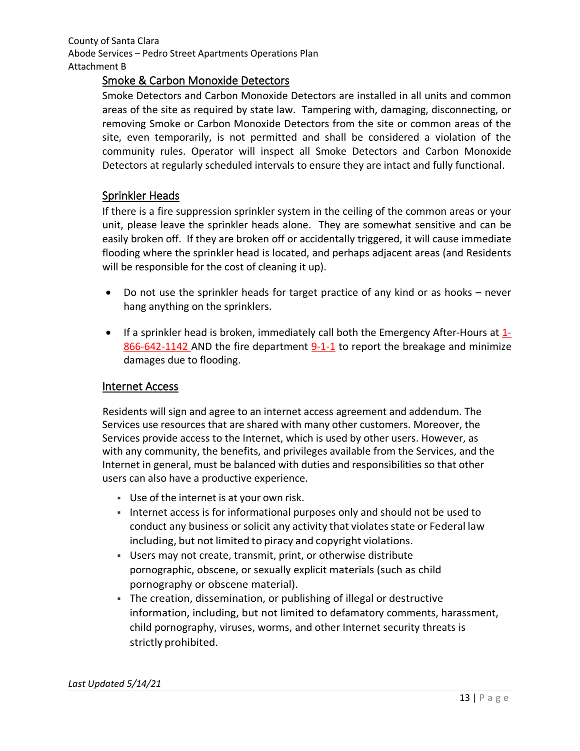## Smoke & Carbon Monoxide Detectors

Smoke Detectors and Carbon Monoxide Detectors are installed in all units and common areas of the site as required by state law. Tampering with, damaging, disconnecting, or removing Smoke or Carbon Monoxide Detectors from the site or common areas of the site, even temporarily, is not permitted and shall be considered a violation of the community rules. Operator will inspect all Smoke Detectors and Carbon Monoxide Detectors at regularly scheduled intervals to ensure they are intact and fully functional.

## Sprinkler Heads

If there is a fire suppression sprinkler system in the ceiling of the common areas or your unit, please leave the sprinkler heads alone. They are somewhat sensitive and can be easily broken off. If they are broken off or accidentally triggered, it will cause immediate flooding where the sprinkler head is located, and perhaps adjacent areas (and Residents will be responsible for the cost of cleaning it up).

- Do not use the sprinkler heads for target practice of any kind or as hooks – never hang anything on the sprinklers.
- If a sprinkler head is broken, immediately call both the Emergency After-Hours at 1-866-642-1142 AND the fire department 9-1-1 to report the breakage and minimize damages due to flooding.

## Internet Access

Residents will sign and agree to an internet access agreement and addendum. The Services use resources that are shared with many other customers. Moreover, the Services provide access to the Internet, which is used by other users. However, as with any community, the benefits, and privileges available from the Services, and the Internet in general, must be balanced with duties and responsibilities so that other users can also have a productive experience.

- Use of the internet is at your own risk.
- Internet access is for informational purposes only and should not be used to conduct any business or solicit any activity that violates state or Federal law including, but not limited to piracy and copyright violations.
- Users may not create, transmit, print, or otherwise distribute pornographic, obscene, or sexually explicit materials (such as child pornography or obscene material).
- The creation, dissemination, or publishing of illegal or destructive information, including, but not limited to defamatory comments, harassment, child pornography, viruses, worms, and other Internet security threats is strictly prohibited.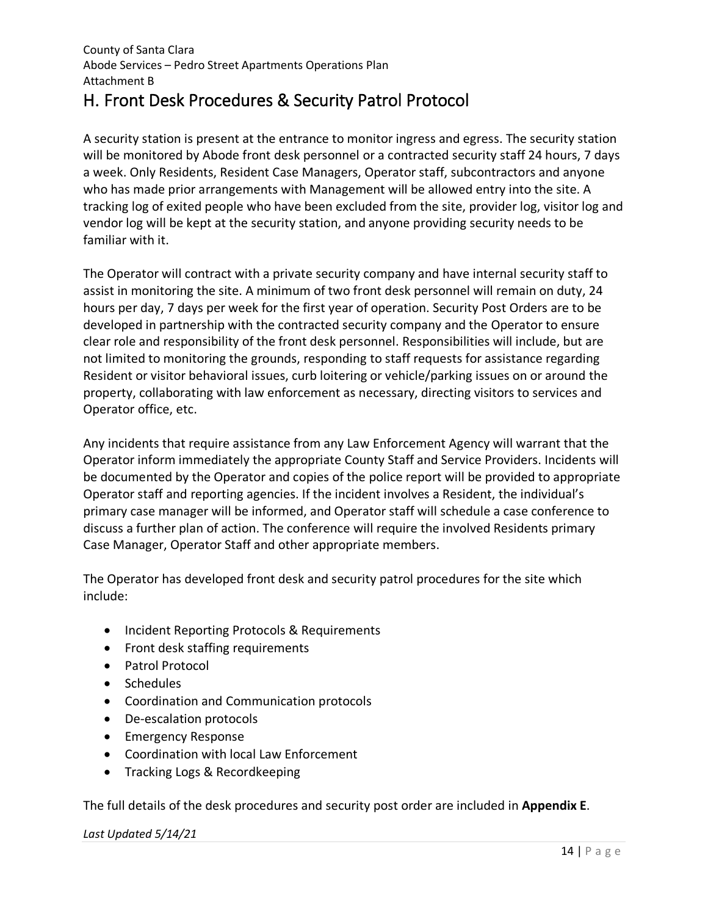## H. Front Desk Procedures & Security Patrol Protocol

A security station is present at the entrance to monitor ingress and egress. The security station will be monitored by Abode front desk personnel or a contracted security staff 24 hours, 7 days a week. Only Residents, Resident Case Managers, Operator staff, subcontractors and anyone who has made prior arrangements with Management will be allowed entry into the site. A tracking log of exited people who have been excluded from the site, provider log, visitor log and vendor log will be kept at the security station, and anyone providing security needs to be familiar with it.

The Operator will contract with a private security company and have internal security staff to assist in monitoring the site. A minimum of two front desk personnel will remain on duty, 24 hours per day, 7 days per week for the first year of operation. Security Post Orders are to be developed in partnership with the contracted security company and the Operator to ensure clear role and responsibility of the front desk personnel. Responsibilities will include, but are not limited to monitoring the grounds, responding to staff requests for assistance regarding Resident or visitor behavioral issues, curb loitering or vehicle/parking issues on or around the property, collaborating with law enforcement as necessary, directing visitors to services and Operator office, etc.

Any incidents that require assistance from any Law Enforcement Agency will warrant that the Operator inform immediately the appropriate County Staff and Service Providers. Incidents will be documented by the Operator and copies of the police report will be provided to appropriate Operator staff and reporting agencies. If the incident involves a Resident, the individual's primary case manager will be informed, and Operator staff will schedule a case conference to discuss a further plan of action. The conference will require the involved Residents primary Case Manager, Operator Staff and other appropriate members.

The Operator has developed front desk and security patrol procedures for the site which include:

- Incident Reporting Protocols & Requirements
- Front desk staffing requirements
- Patrol Protocol
- Schedules
- Coordination and Communication protocols
- De-escalation protocols
- Emergency Response
- Coordination with local Law Enforcement
- Tracking Logs & Recordkeeping

The full details of the desk procedures and security post order are included in **Appendix E**.

*Last Updated 5/14/21*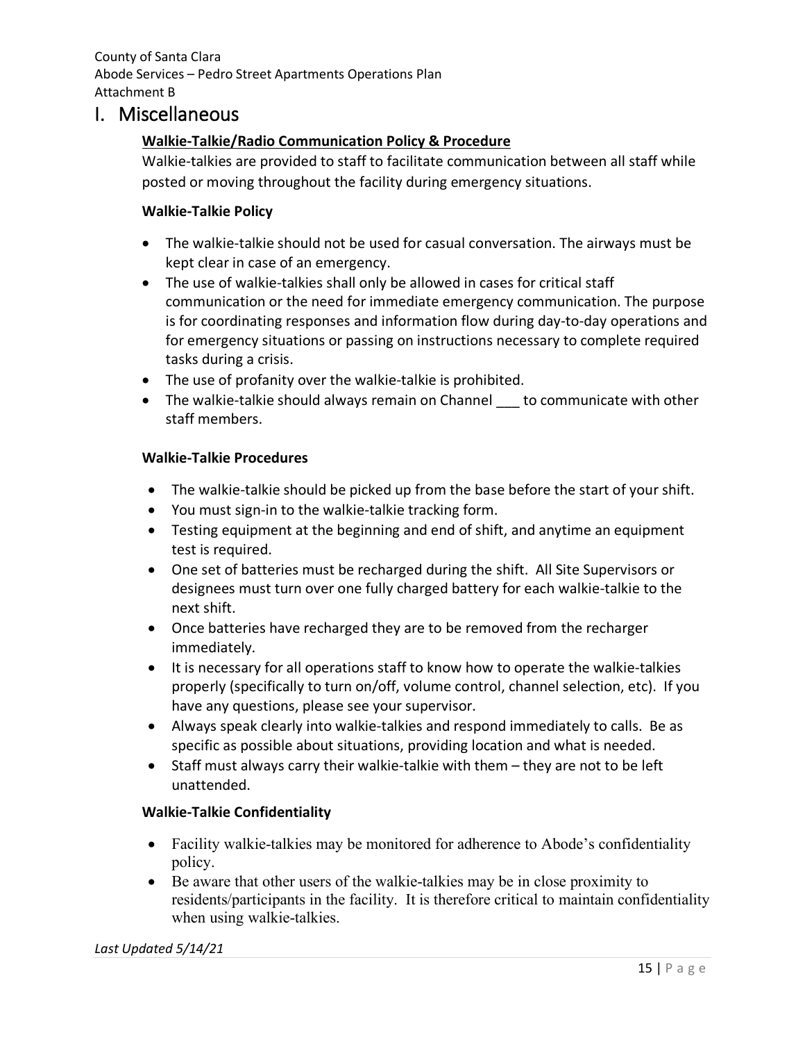# I. Miscellaneous

## Walkie-Talkie/Radio Communication Policy & Procedure

Walkie-talkies are provided to staff to facilitate communication between all staff while posted or moving throughout the facility during emergency situations.

### Walkie-Talkie Policy

- The walkie-talkie should not be used for casual conversation. The airways must be kept clear in case of an emergency.
- The use of walkie-talkies shall only be allowed in cases for critical staff communication or the need for immediate emergency communication. The purpose is for coordinating responses and information flow during day-to-day operations and for emergency situations or passing on instructions necessary to complete required tasks during a crisis.
- The use of profanity over the walkie-talkie is prohibited.
- The walkie-talkie should always remain on Channel ___ to communicate with other staff members.

### Walkie-Talkie Procedures

- The walkie-talkie should be picked up from the base before the start of your shift.
- You must sign-in to the walkie-talkie tracking form.
- Testing equipment at the beginning and end of shift, and anytime an equipment test is required.
- One set of batteries must be recharged during the shift. All Site Supervisors or designees must turn over one fully charged battery for each walkie-talkie to the next shift.
- Once batteries have recharged they are to be removed from the recharger immediately.
- It is necessary for all operations staff to know how to operate the walkie-talkies properly (specifically to turn on/off, volume control, channel selection, etc). If you have any questions, please see your supervisor.
- Always speak clearly into walkie-talkies and respond immediately to calls. Be as specific as possible about situations, providing location and what is needed.
- Staff must always carry their walkie-talkie with them – they are not to be left unattended.

### Walkie-Talkie Confidentiality

- Facility walkie-talkies may be monitored for adherence to Abode's confidentiality policy.
- Be aware that other users of the walkie-talkies may be in close proximity to residents/participants in the facility. It is therefore critical to maintain confidentiality when using walkie-talkies.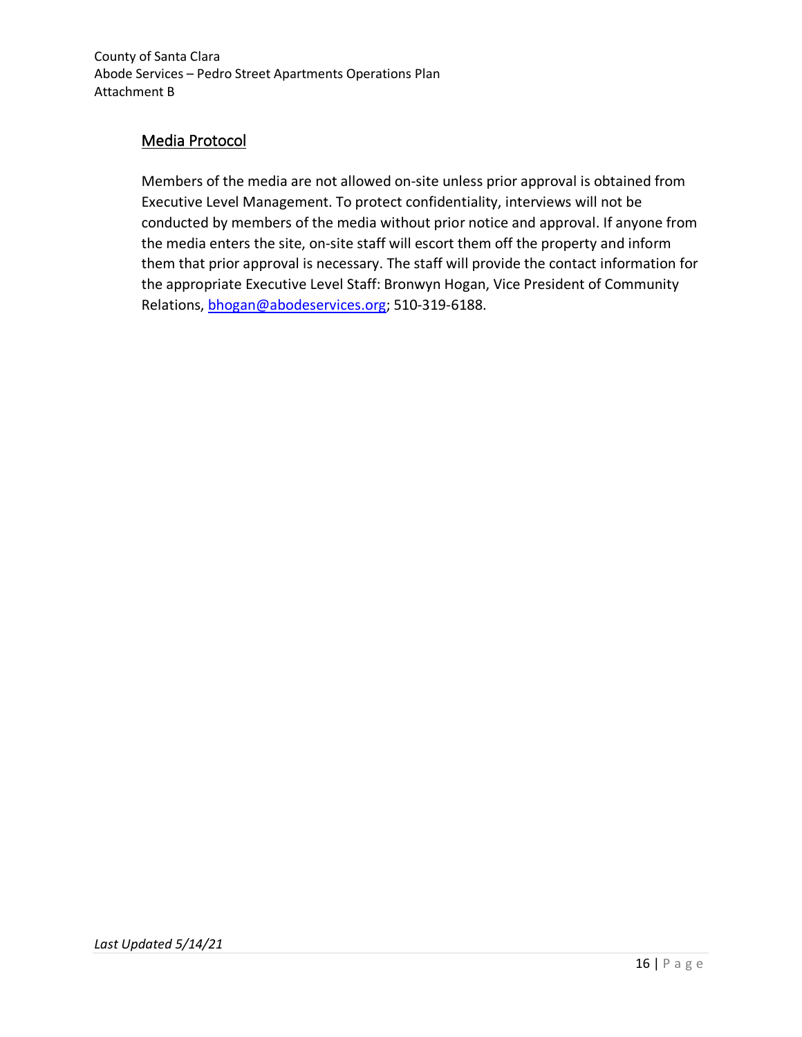## Media Protocol

Members of the media are not allowed on-site unless prior approval is obtained from Executive Level Management. To protect confidentiality, interviews will not be conducted by members of the media without prior notice and approval. If anyone from the media enters the site, on-site staff will escort them off the property and inform them that prior approval is necessary. The staff will provide the contact information for the appropriate Executive Level Staff: Bronwyn Hogan, Vice President of Community Relations, bhogan@abodeservices.org; 510-319-6188.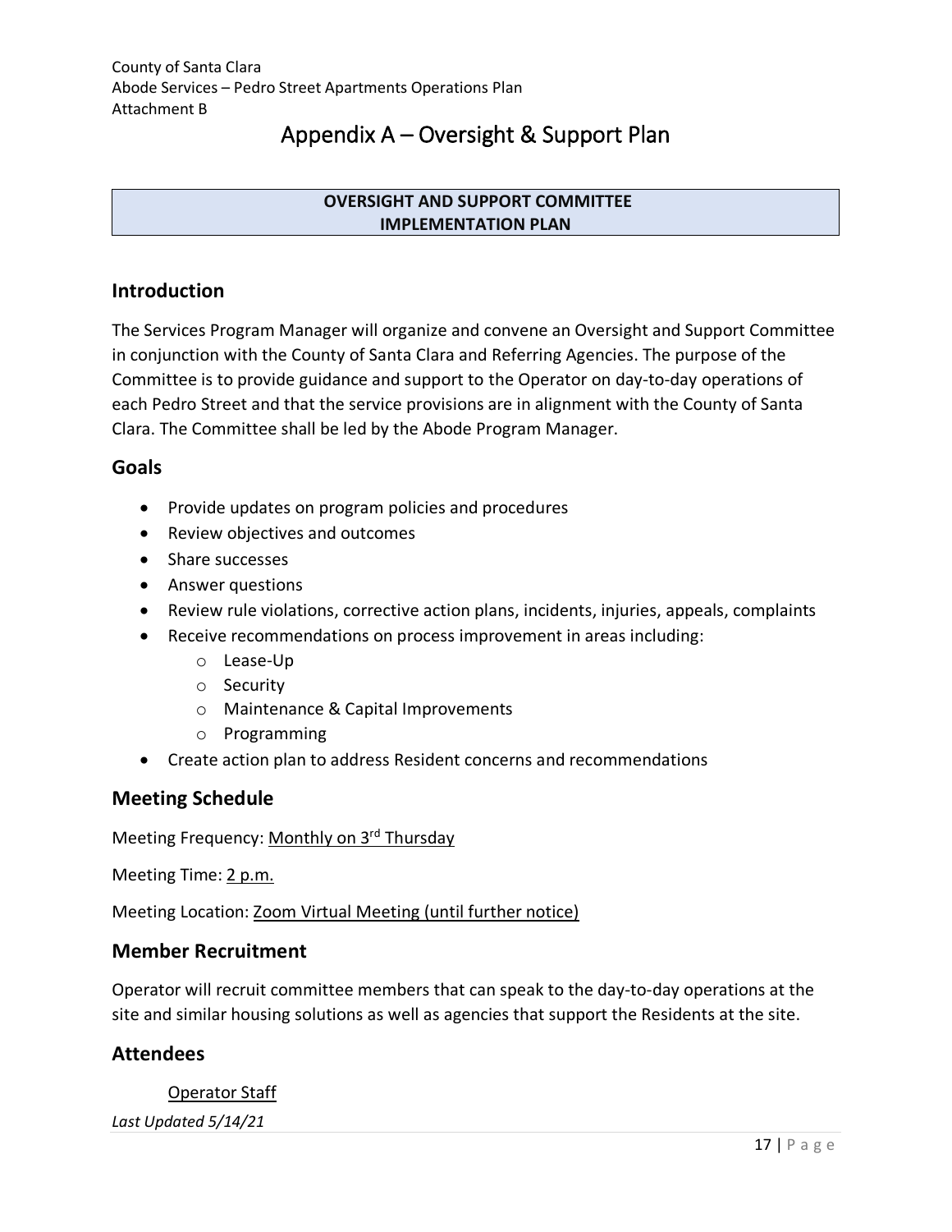# Appendix A – Oversight & Support Plan

**OVERSIGHT AND SUPPORT COMMITTEE IMPLEMENTATION PLAN**

## Introduction

The Services Program Manager will organize and convene an Oversight and Support Committee in conjunction with the County of Santa Clara and Referring Agencies. The purpose of the Committee is to provide guidance and support to the Operator on day-to-day operations of each Pedro Street and that the service provisions are in alignment with the County of Santa Clara. The Committee shall be led by the Abode Program Manager.

## Goals

- Provide updates on program policies and procedures
- Review objectives and outcomes
- Share successes
- Answer questions
- Review rule violations, corrective action plans, incidents, injuries, appeals, complaints
- Receive recommendations on process improvement in areas including:
  - Lease-Up
  - Security
  - Maintenance & Capital Improvements
  - Programming
- Create action plan to address Resident concerns and recommendations

## Meeting Schedule

Meeting Frequency: Monthly on 3rd Thursday

Meeting Time: 2 p.m.

Meeting Location: Zoom Virtual Meeting (until further notice)

## Member Recruitment

Operator will recruit committee members that can speak to the day-to-day operations at the site and similar housing solutions as well as agencies that support the Residents at the site.

## Attendees

Operator Staff

*Last Updated 5/14/21*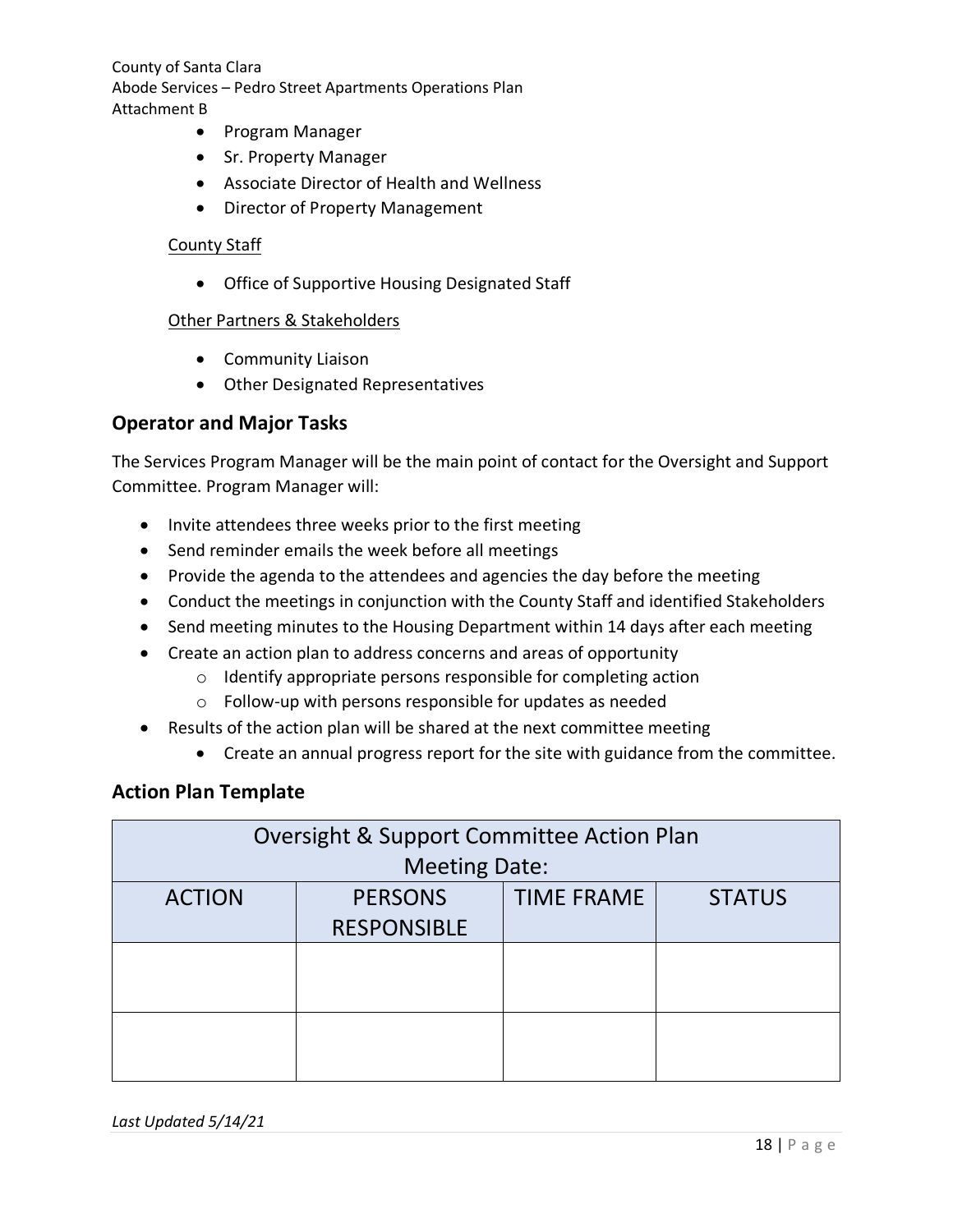- Program Manager
- Sr. Property Manager
- Associate Director of Health and Wellness
- Director of Property Management

County Staff

- Office of Supportive Housing Designated Staff

Other Partners & Stakeholders

- Community Liaison
- Other Designated Representatives

## Operator and Major Tasks

The Services Program Manager will be the main point of contact for the Oversight and Support Committee. Program Manager will:

- Invite attendees three weeks prior to the first meeting
- Send reminder emails the week before all meetings
- Provide the agenda to the attendees and agencies the day before the meeting
- Conduct the meetings in conjunction with the County Staff and identified Stakeholders
- Send meeting minutes to the Housing Department within 14 days after each meeting
- Create an action plan to address concerns and areas of opportunity
  - Identify appropriate persons responsible for completing action
  - Follow-up with persons responsible for updates as needed
- Results of the action plan will be shared at the next committee meeting
  - Create an annual progress report for the site with guidance from the committee.

## Action Plan Template

| Oversight & Support Committee Action Plan<br>Meeting Date: | | | |
|---|---|---|---|
| ACTION | PERSONS RESPONSIBLE | TIME FRAME | STATUS |
| | | | |
| | | | |

*Last Updated 5/14/21*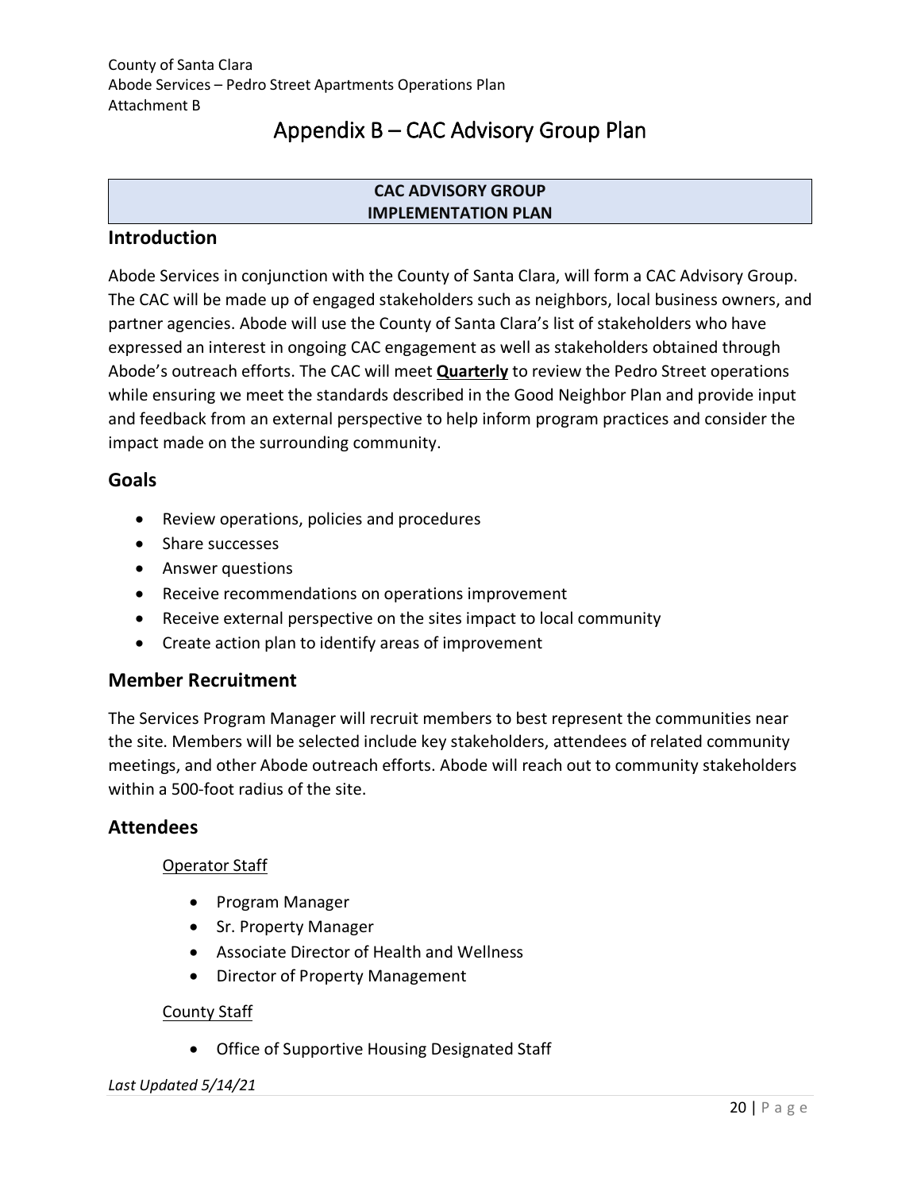# Appendix B – CAC Advisory Group Plan

| CAC ADVISORY GROUP IMPLEMENTATION PLAN |
| --- |

## Introduction

Abode Services in conjunction with the County of Santa Clara, will form a CAC Advisory Group. The CAC will be made up of engaged stakeholders such as neighbors, local business owners, and partner agencies. Abode will use the County of Santa Clara's list of stakeholders who have expressed an interest in ongoing CAC engagement as well as stakeholders obtained through Abode's outreach efforts. The CAC will meet **Quarterly** to review the Pedro Street operations while ensuring we meet the standards described in the Good Neighbor Plan and provide input and feedback from an external perspective to help inform program practices and consider the impact made on the surrounding community.

## Goals

- Review operations, policies and procedures
- Share successes
- Answer questions
- Receive recommendations on operations improvement
- Receive external perspective on the sites impact to local community
- Create action plan to identify areas of improvement

## Member Recruitment

The Services Program Manager will recruit members to best represent the communities near the site. Members will be selected include key stakeholders, attendees of related community meetings, and other Abode outreach efforts. Abode will reach out to community stakeholders within a 500-foot radius of the site.

## Attendees

Operator Staff

- Program Manager
- Sr. Property Manager
- Associate Director of Health and Wellness
- Director of Property Management

County Staff

- Office of Supportive Housing Designated Staff

*Last Updated 5/14/21*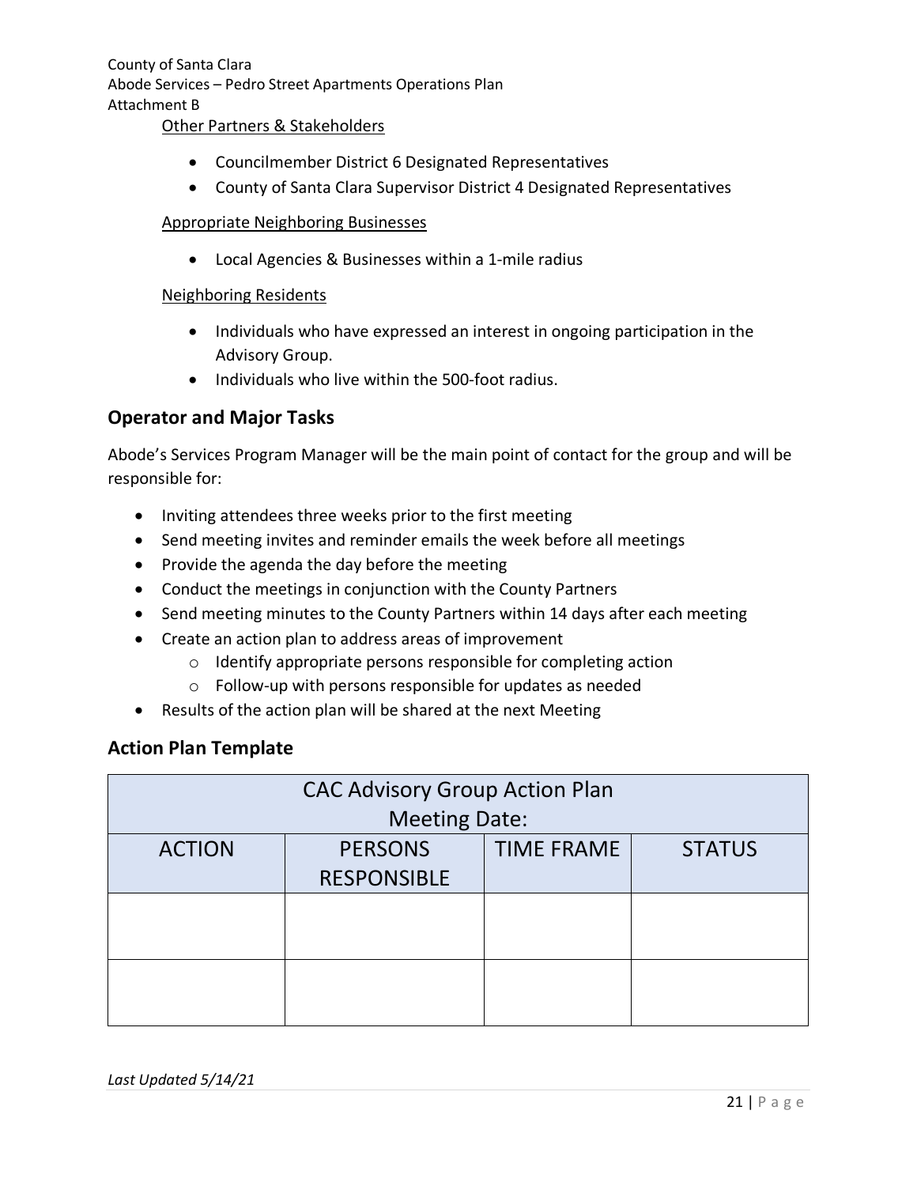Other Partners & Stakeholders

- Councilmember District 6 Designated Representatives
- County of Santa Clara Supervisor District 4 Designated Representatives

Appropriate Neighboring Businesses

- Local Agencies & Businesses within a 1-mile radius

Neighboring Residents

- Individuals who have expressed an interest in ongoing participation in the Advisory Group.
- Individuals who live within the 500-foot radius.

## Operator and Major Tasks

Abode's Services Program Manager will be the main point of contact for the group and will be responsible for:

- Inviting attendees three weeks prior to the first meeting
- Send meeting invites and reminder emails the week before all meetings
- Provide the agenda the day before the meeting
- Conduct the meetings in conjunction with the County Partners
- Send meeting minutes to the County Partners within 14 days after each meeting
- Create an action plan to address areas of improvement
  - Identify appropriate persons responsible for completing action
  - Follow-up with persons responsible for updates as needed
- Results of the action plan will be shared at the next Meeting

## Action Plan Template

| CAC Advisory Group Action Plan<br>Meeting Date: | | | |
|---|---|---|---|
| ACTION | PERSONS RESPONSIBLE | TIME FRAME | STATUS |
| | | | |
| | | | |

*Last Updated 5/14/21*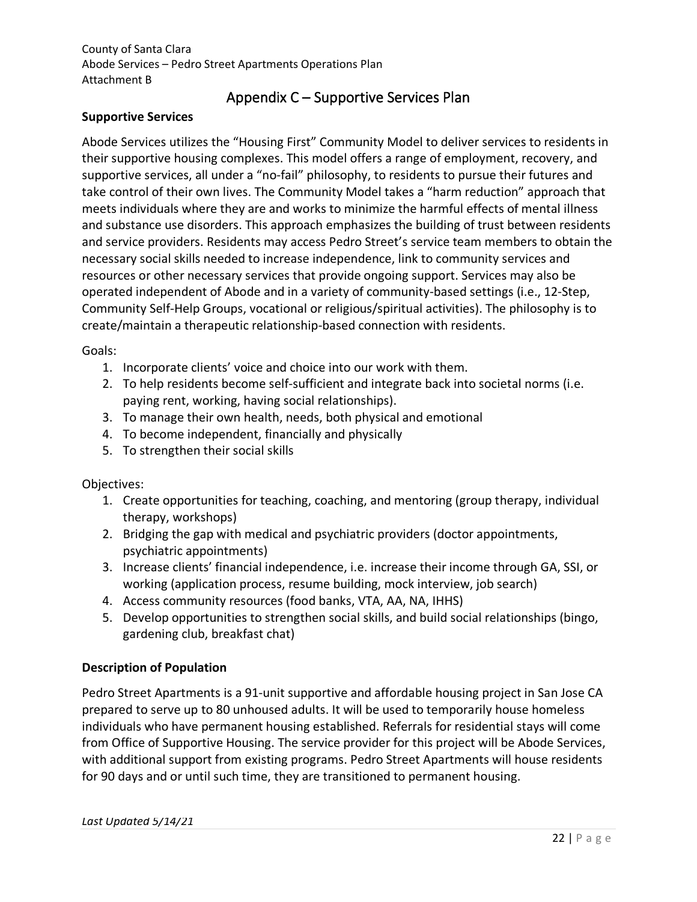## Appendix C – Supportive Services Plan

**Supportive Services**

Abode Services utilizes the "Housing First" Community Model to deliver services to residents in their supportive housing complexes. This model offers a range of employment, recovery, and supportive services, all under a "no-fail" philosophy, to residents to pursue their futures and take control of their own lives. The Community Model takes a "harm reduction" approach that meets individuals where they are and works to minimize the harmful effects of mental illness and substance use disorders. This approach emphasizes the building of trust between residents and service providers. Residents may access Pedro Street's service team members to obtain the necessary social skills needed to increase independence, link to community services and resources or other necessary services that provide ongoing support. Services may also be operated independent of Abode and in a variety of community-based settings (i.e., 12-Step, Community Self-Help Groups, vocational or religious/spiritual activities). The philosophy is to create/maintain a therapeutic relationship-based connection with residents.

Goals:

1. Incorporate clients' voice and choice into our work with them.
2. To help residents become self-sufficient and integrate back into societal norms (i.e. paying rent, working, having social relationships).
3. To manage their own health, needs, both physical and emotional
4. To become independent, financially and physically
5. To strengthen their social skills

Objectives:

1. Create opportunities for teaching, coaching, and mentoring (group therapy, individual therapy, workshops)
2. Bridging the gap with medical and psychiatric providers (doctor appointments, psychiatric appointments)
3. Increase clients' financial independence, i.e. increase their income through GA, SSI, or working (application process, resume building, mock interview, job search)
4. Access community resources (food banks, VTA, AA, NA, IHHS)
5. Develop opportunities to strengthen social skills, and build social relationships (bingo, gardening club, breakfast chat)

**Description of Population**

Pedro Street Apartments is a 91-unit supportive and affordable housing project in San Jose CA prepared to serve up to 80 unhoused adults. It will be used to temporarily house homeless individuals who have permanent housing established. Referrals for residential stays will come from Office of Supportive Housing. The service provider for this project will be Abode Services, with additional support from existing programs. Pedro Street Apartments will house residents for 90 days and or until such time, they are transitioned to permanent housing.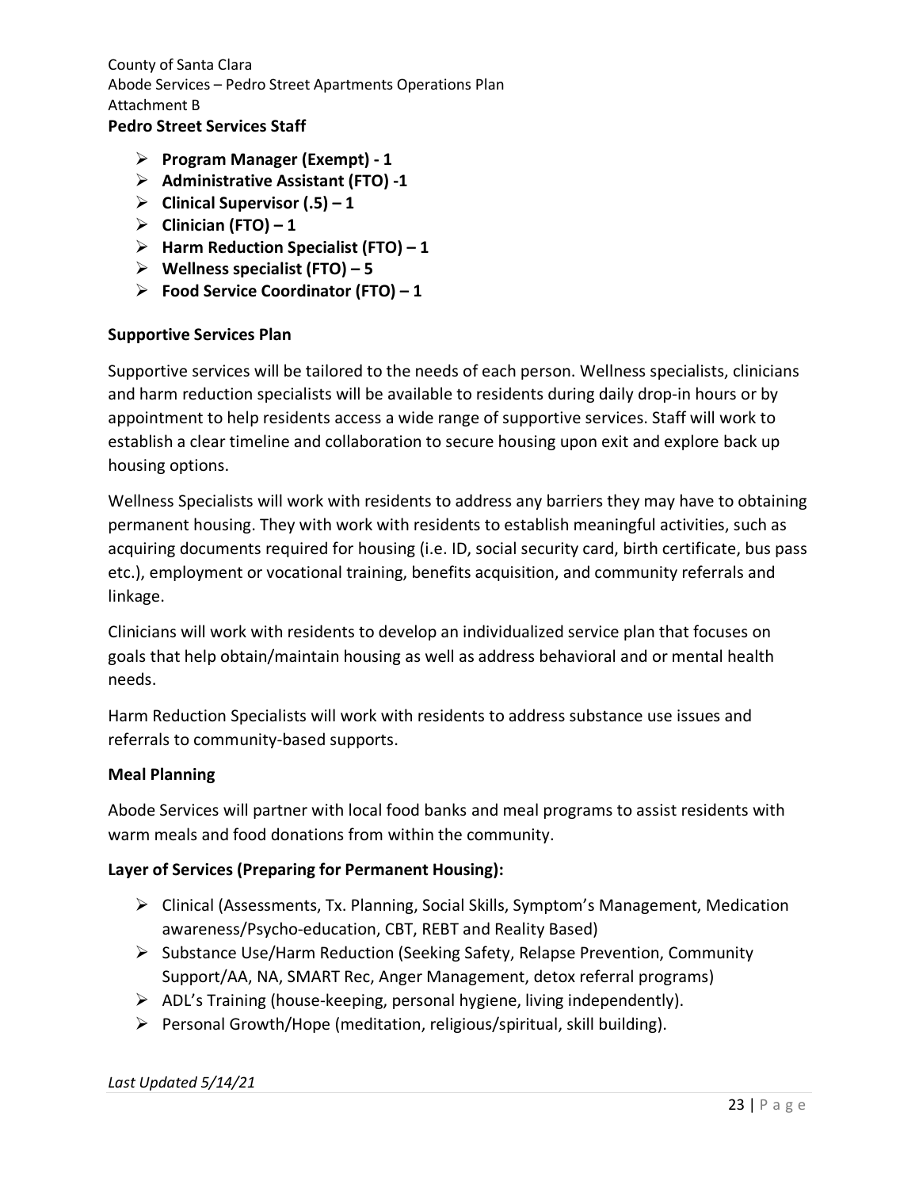**Pedro Street Services Staff**

- **Program Manager (Exempt) - 1**
- **Administrative Assistant (FTO) -1**
- **Clinical Supervisor (.5) – 1**
- **Clinician (FTO) – 1**
- **Harm Reduction Specialist (FTO) – 1**
- **Wellness specialist (FTO) – 5**
- **Food Service Coordinator (FTO) – 1**

**Supportive Services Plan**

Supportive services will be tailored to the needs of each person. Wellness specialists, clinicians and harm reduction specialists will be available to residents during daily drop-in hours or by appointment to help residents access a wide range of supportive services. Staff will work to establish a clear timeline and collaboration to secure housing upon exit and explore back up housing options.

Wellness Specialists will work with residents to address any barriers they may have to obtaining permanent housing. They with work with residents to establish meaningful activities, such as acquiring documents required for housing (i.e. ID, social security card, birth certificate, bus pass etc.), employment or vocational training, benefits acquisition, and community referrals and linkage.

Clinicians will work with residents to develop an individualized service plan that focuses on goals that help obtain/maintain housing as well as address behavioral and or mental health needs.

Harm Reduction Specialists will work with residents to address substance use issues and referrals to community-based supports.

**Meal Planning**

Abode Services will partner with local food banks and meal programs to assist residents with warm meals and food donations from within the community.

**Layer of Services (Preparing for Permanent Housing):**

- Clinical (Assessments, Tx. Planning, Social Skills, Symptom's Management, Medication awareness/Psycho-education, CBT, REBT and Reality Based)
- Substance Use/Harm Reduction (Seeking Safety, Relapse Prevention, Community Support/AA, NA, SMART Rec, Anger Management, detox referral programs)
- ADL's Training (house-keeping, personal hygiene, living independently).
- Personal Growth/Hope (meditation, religious/spiritual, skill building).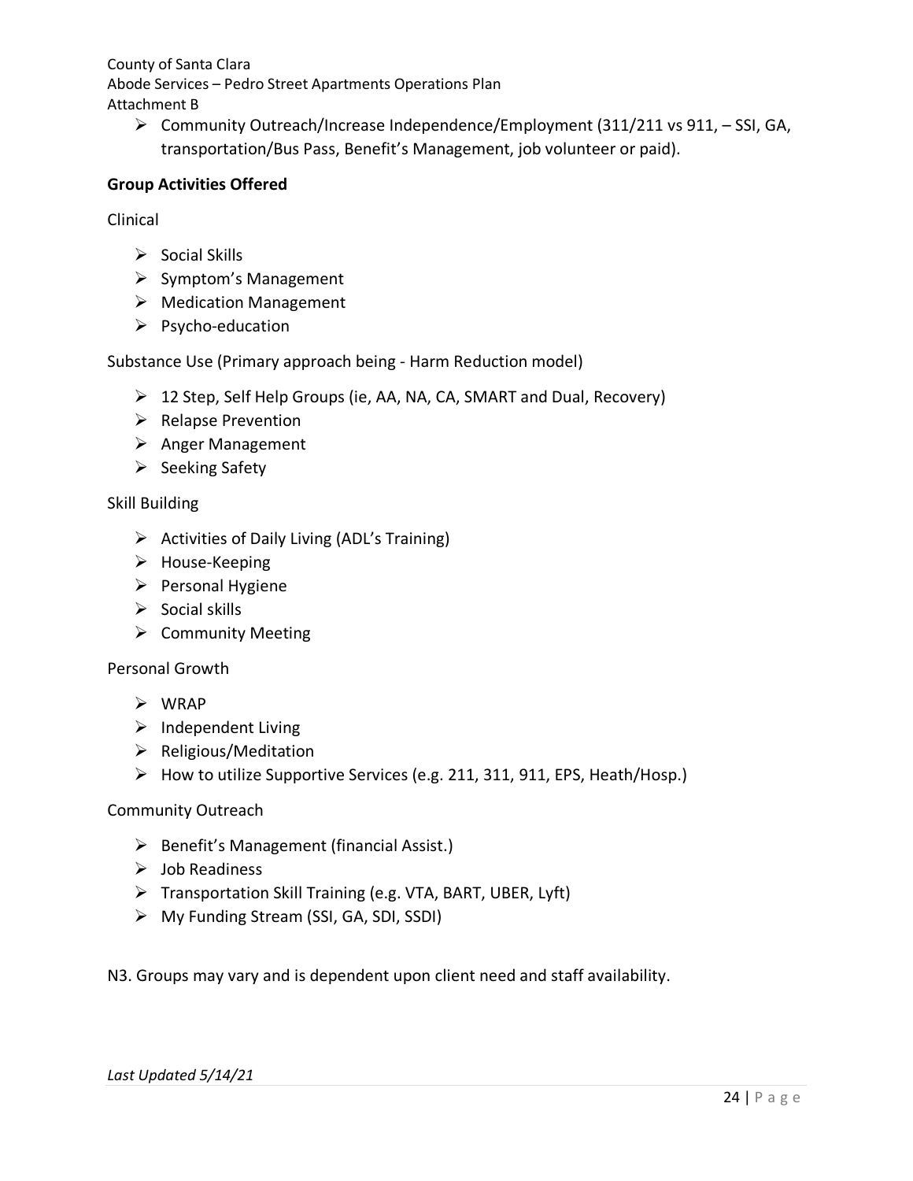- Community Outreach/Increase Independence/Employment (311/211 vs 911, – SSI, GA, transportation/Bus Pass, Benefit's Management, job volunteer or paid).

**Group Activities Offered**

Clinical

- Social Skills
- Symptom's Management
- Medication Management
- Psycho-education

Substance Use (Primary approach being - Harm Reduction model)

- 12 Step, Self Help Groups (ie, AA, NA, CA, SMART and Dual, Recovery)
- Relapse Prevention
- Anger Management
- Seeking Safety

Skill Building

- Activities of Daily Living (ADL's Training)
- House-Keeping
- Personal Hygiene
- Social skills
- Community Meeting

Personal Growth

- WRAP
- Independent Living
- Religious/Meditation
- How to utilize Supportive Services (e.g. 211, 311, 911, EPS, Heath/Hosp.)

Community Outreach

- Benefit's Management (financial Assist.)
- Job Readiness
- Transportation Skill Training (e.g. VTA, BART, UBER, Lyft)
- My Funding Stream (SSI, GA, SDI, SSDI)

N3. Groups may vary and is dependent upon client need and staff availability.

*Last Updated 5/14/21*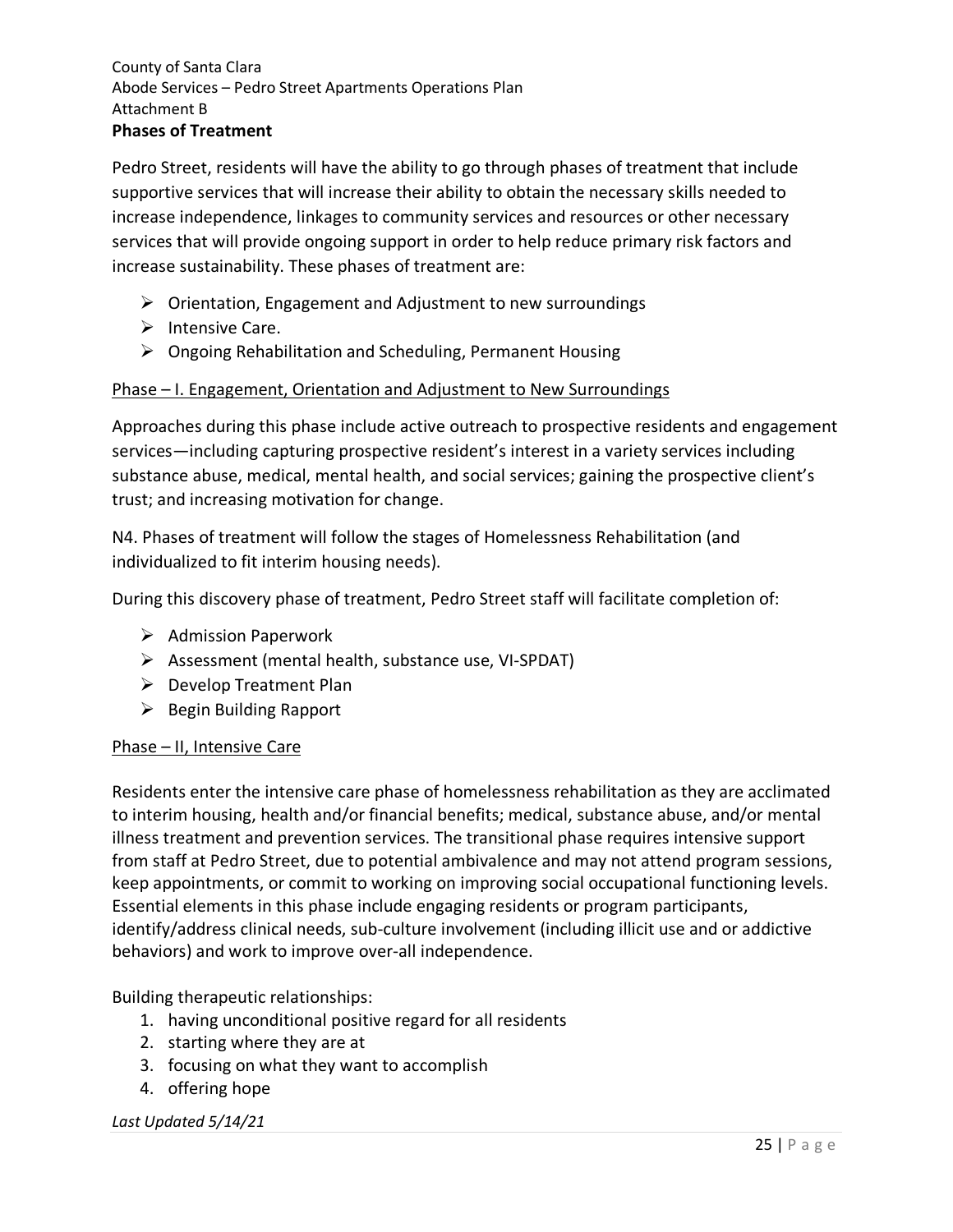**Phases of Treatment**

Pedro Street, residents will have the ability to go through phases of treatment that include supportive services that will increase their ability to obtain the necessary skills needed to increase independence, linkages to community services and resources or other necessary services that will provide ongoing support in order to help reduce primary risk factors and increase sustainability. These phases of treatment are:

- Orientation, Engagement and Adjustment to new surroundings
- Intensive Care.
- Ongoing Rehabilitation and Scheduling, Permanent Housing

Phase – I. Engagement, Orientation and Adjustment to New Surroundings

Approaches during this phase include active outreach to prospective residents and engagement services—including capturing prospective resident's interest in a variety services including substance abuse, medical, mental health, and social services; gaining the prospective client's trust; and increasing motivation for change.

N4. Phases of treatment will follow the stages of Homelessness Rehabilitation (and individualized to fit interim housing needs).

During this discovery phase of treatment, Pedro Street staff will facilitate completion of:

- Admission Paperwork
- Assessment (mental health, substance use, VI-SPDAT)
- Develop Treatment Plan
- Begin Building Rapport

Phase – II, Intensive Care

Residents enter the intensive care phase of homelessness rehabilitation as they are acclimated to interim housing, health and/or financial benefits; medical, substance abuse, and/or mental illness treatment and prevention services. The transitional phase requires intensive support from staff at Pedro Street, due to potential ambivalence and may not attend program sessions, keep appointments, or commit to working on improving social occupational functioning levels. Essential elements in this phase include engaging residents or program participants, identify/address clinical needs, sub-culture involvement (including illicit use and or addictive behaviors) and work to improve over-all independence.

Building therapeutic relationships:

1. having unconditional positive regard for all residents
2. starting where they are at
3. focusing on what they want to accomplish
4. offering hope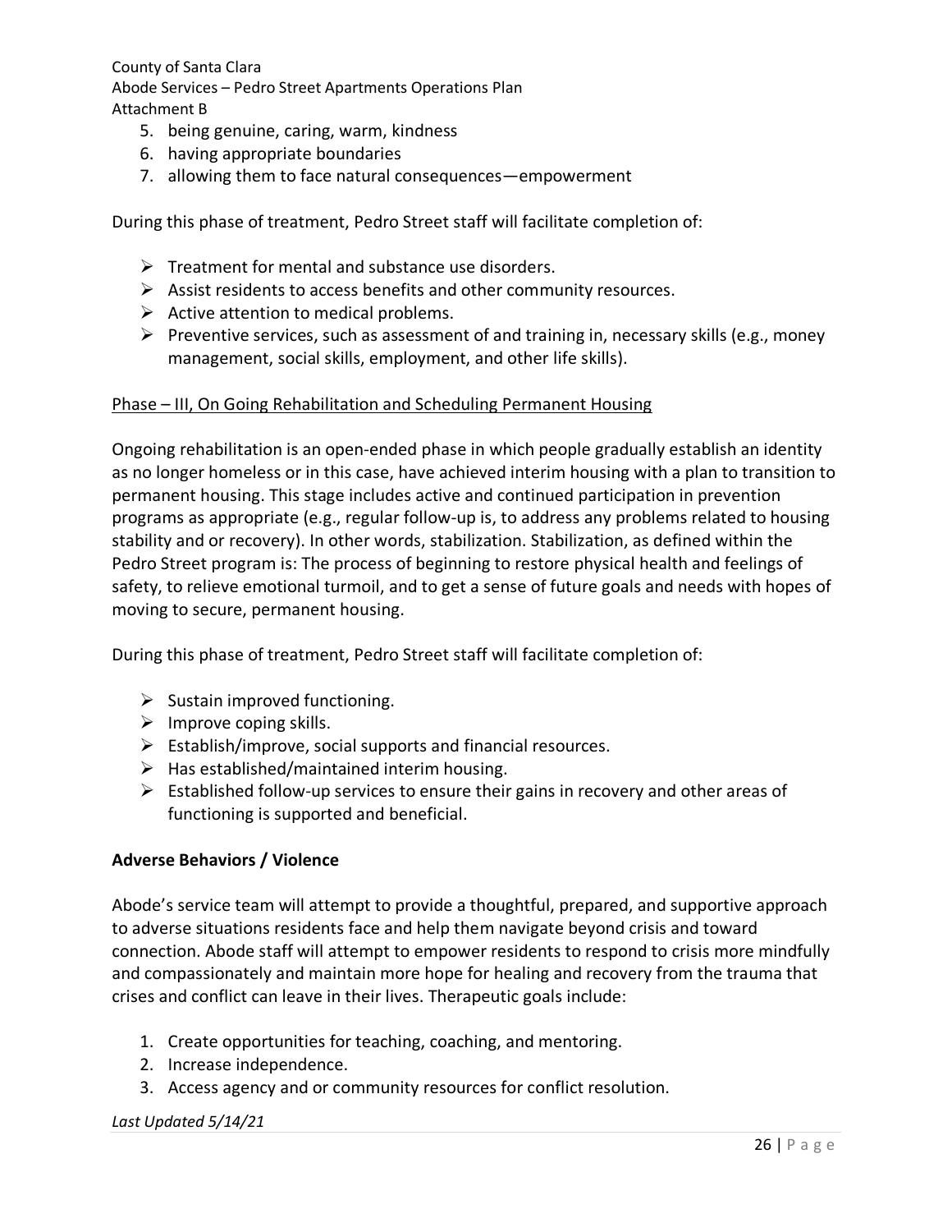5. being genuine, caring, warm, kindness
6. having appropriate boundaries
7. allowing them to face natural consequences—empowerment

During this phase of treatment, Pedro Street staff will facilitate completion of:

- Treatment for mental and substance use disorders.
- Assist residents to access benefits and other community resources.
- Active attention to medical problems.
- Preventive services, such as assessment of and training in, necessary skills (e.g., money management, social skills, employment, and other life skills).

Phase – III, On Going Rehabilitation and Scheduling Permanent Housing

Ongoing rehabilitation is an open-ended phase in which people gradually establish an identity as no longer homeless or in this case, have achieved interim housing with a plan to transition to permanent housing. This stage includes active and continued participation in prevention programs as appropriate (e.g., regular follow-up is, to address any problems related to housing stability and or recovery). In other words, stabilization. Stabilization, as defined within the Pedro Street program is: The process of beginning to restore physical health and feelings of safety, to relieve emotional turmoil, and to get a sense of future goals and needs with hopes of moving to secure, permanent housing.

During this phase of treatment, Pedro Street staff will facilitate completion of:

- Sustain improved functioning.
- Improve coping skills.
- Establish/improve, social supports and financial resources.
- Has established/maintained interim housing.
- Established follow-up services to ensure their gains in recovery and other areas of functioning is supported and beneficial.

**Adverse Behaviors / Violence**

Abode's service team will attempt to provide a thoughtful, prepared, and supportive approach to adverse situations residents face and help them navigate beyond crisis and toward connection. Abode staff will attempt to empower residents to respond to crisis more mindfully and compassionately and maintain more hope for healing and recovery from the trauma that crises and conflict can leave in their lives. Therapeutic goals include:

1. Create opportunities for teaching, coaching, and mentoring.
2. Increase independence.
3. Access agency and or community resources for conflict resolution.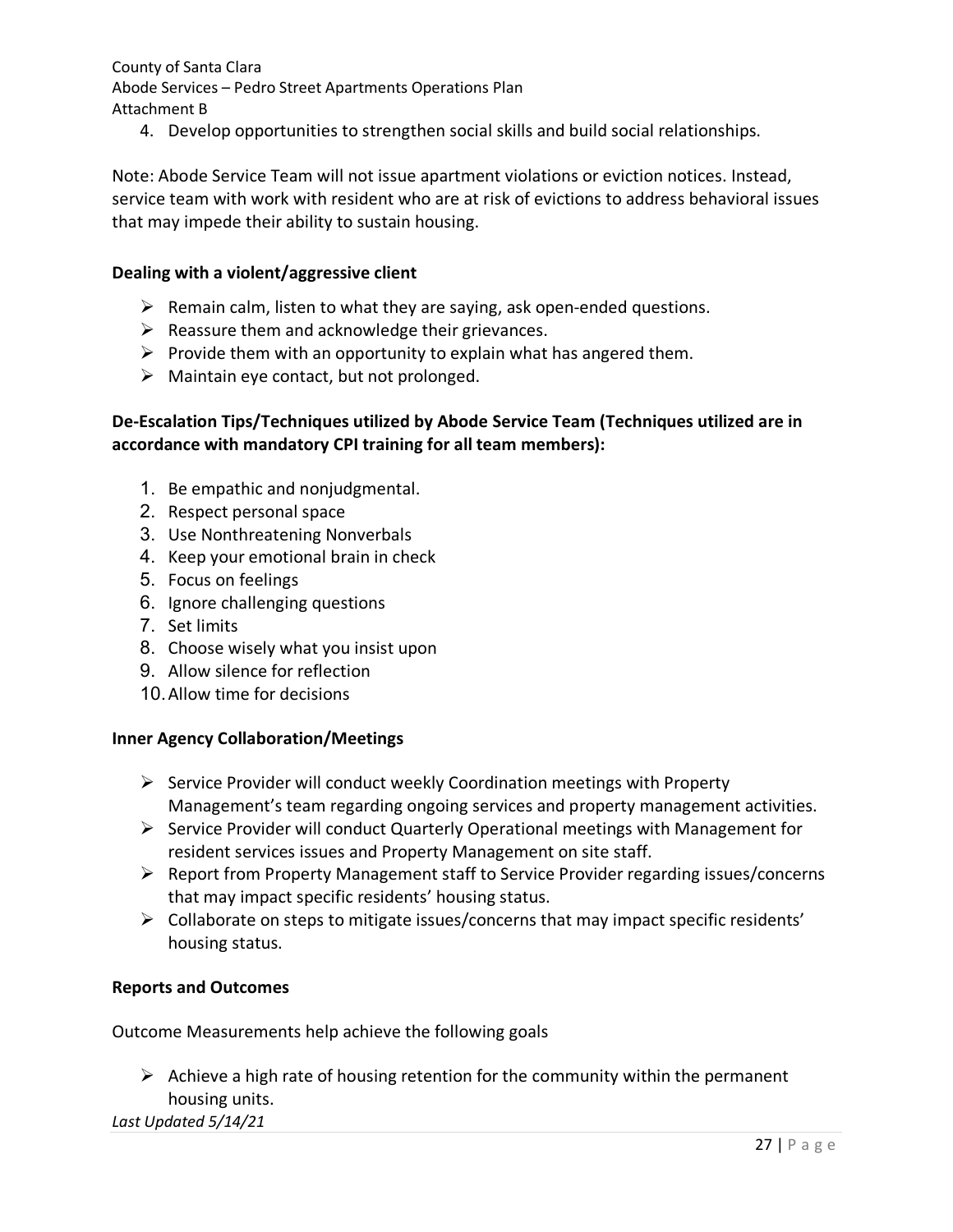4. Develop opportunities to strengthen social skills and build social relationships.

Note: Abode Service Team will not issue apartment violations or eviction notices. Instead, service team with work with resident who are at risk of evictions to address behavioral issues that may impede their ability to sustain housing.

**Dealing with a violent/aggressive client**

- Remain calm, listen to what they are saying, ask open-ended questions.
- Reassure them and acknowledge their grievances.
- Provide them with an opportunity to explain what has angered them.
- Maintain eye contact, but not prolonged.

**De-Escalation Tips/Techniques utilized by Abode Service Team (Techniques utilized are in accordance with mandatory CPI training for all team members):**

1. Be empathic and nonjudgmental.
2. Respect personal space
3. Use Nonthreatening Nonverbals
4. Keep your emotional brain in check
5. Focus on feelings
6. Ignore challenging questions
7. Set limits
8. Choose wisely what you insist upon
9. Allow silence for reflection
10. Allow time for decisions

**Inner Agency Collaboration/Meetings**

- Service Provider will conduct weekly Coordination meetings with Property Management's team regarding ongoing services and property management activities.
- Service Provider will conduct Quarterly Operational meetings with Management for resident services issues and Property Management on site staff.
- Report from Property Management staff to Service Provider regarding issues/concerns that may impact specific residents' housing status.
- Collaborate on steps to mitigate issues/concerns that may impact specific residents' housing status.

**Reports and Outcomes**

Outcome Measurements help achieve the following goals

- Achieve a high rate of housing retention for the community within the permanent housing units.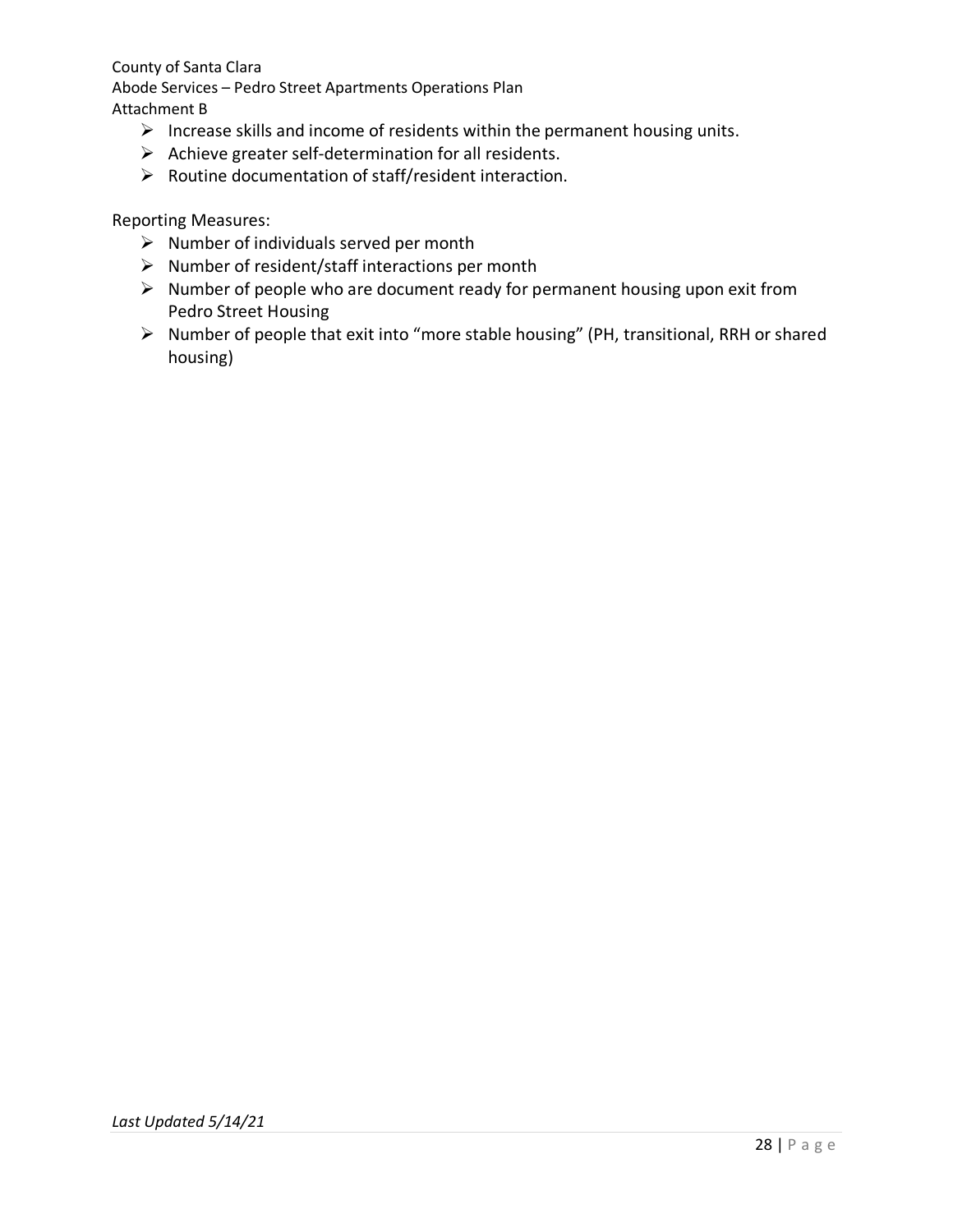- Increase skills and income of residents within the permanent housing units.
- Achieve greater self-determination for all residents.
- Routine documentation of staff/resident interaction.

Reporting Measures:

- Number of individuals served per month
- Number of resident/staff interactions per month
- Number of people who are document ready for permanent housing upon exit from Pedro Street Housing
- Number of people that exit into "more stable housing" (PH, transitional, RRH or shared housing)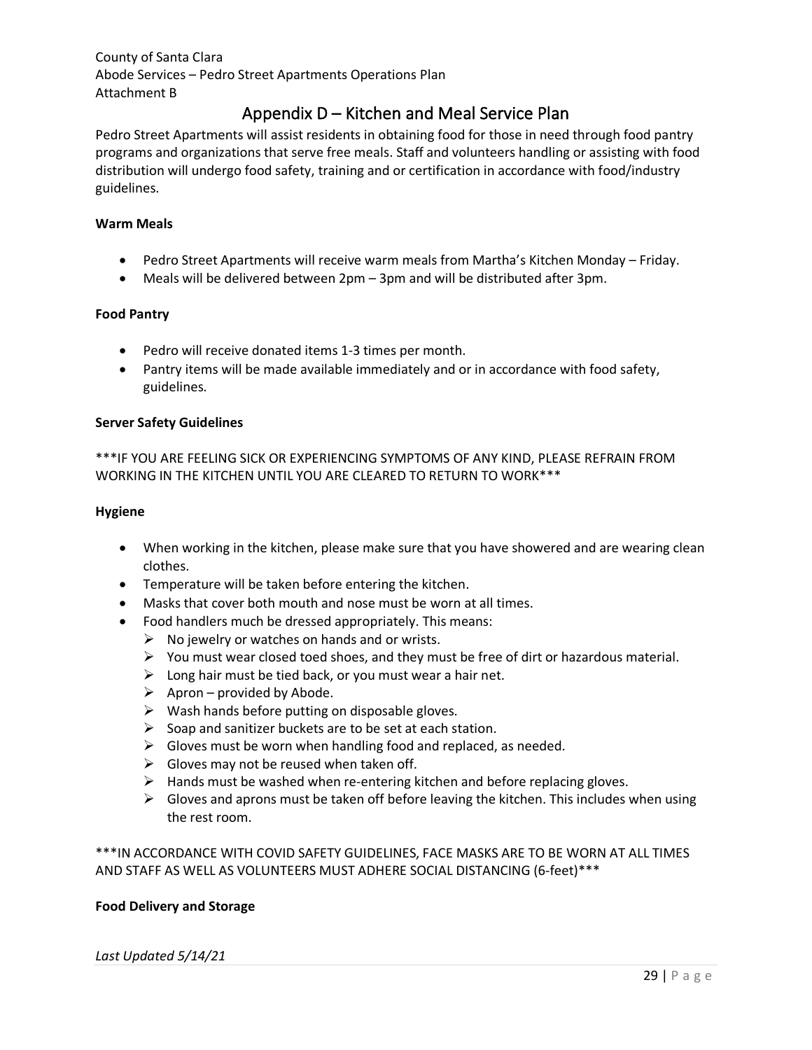# Appendix D – Kitchen and Meal Service Plan

Pedro Street Apartments will assist residents in obtaining food for those in need through food pantry programs and organizations that serve free meals. Staff and volunteers handling or assisting with food distribution will undergo food safety, training and or certification in accordance with food/industry guidelines.

**Warm Meals**

- Pedro Street Apartments will receive warm meals from Martha's Kitchen Monday – Friday.
- Meals will be delivered between 2pm – 3pm and will be distributed after 3pm.

**Food Pantry**

- Pedro will receive donated items 1-3 times per month.
- Pantry items will be made available immediately and or in accordance with food safety, guidelines.

**Server Safety Guidelines**

***IF YOU ARE FEELING SICK OR EXPERIENCING SYMPTOMS OF ANY KIND, PLEASE REFRAIN FROM WORKING IN THE KITCHEN UNTIL YOU ARE CLEARED TO RETURN TO WORK***

**Hygiene**

- When working in the kitchen, please make sure that you have showered and are wearing clean clothes.
- Temperature will be taken before entering the kitchen.
- Masks that cover both mouth and nose must be worn at all times.
- Food handlers much be dressed appropriately. This means:
  - No jewelry or watches on hands and or wrists.
  - You must wear closed toed shoes, and they must be free of dirt or hazardous material.
  - Long hair must be tied back, or you must wear a hair net.
  - Apron – provided by Abode.
  - Wash hands before putting on disposable gloves.
  - Soap and sanitizer buckets are to be set at each station.
  - Gloves must be worn when handling food and replaced, as needed.
  - Gloves may not be reused when taken off.
  - Hands must be washed when re-entering kitchen and before replacing gloves.
  - Gloves and aprons must be taken off before leaving the kitchen. This includes when using the rest room.

***IN ACCORDANCE WITH COVID SAFETY GUIDELINES, FACE MASKS ARE TO BE WORN AT ALL TIMES AND STAFF AS WELL AS VOLUNTEERS MUST ADHERE SOCIAL DISTANCING (6-feet)***

**Food Delivery and Storage**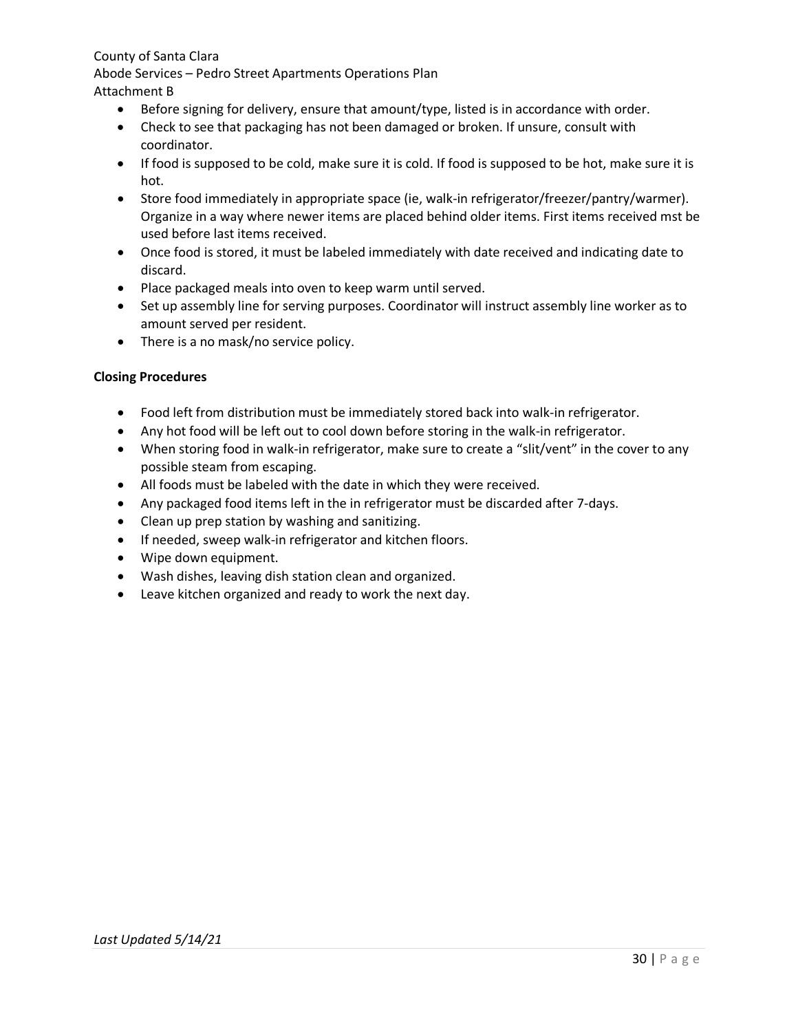- Before signing for delivery, ensure that amount/type, listed is in accordance with order.
- Check to see that packaging has not been damaged or broken. If unsure, consult with coordinator.
- If food is supposed to be cold, make sure it is cold. If food is supposed to be hot, make sure it is hot.
- Store food immediately in appropriate space (ie, walk-in refrigerator/freezer/pantry/warmer). Organize in a way where newer items are placed behind older items. First items received mst be used before last items received.
- Once food is stored, it must be labeled immediately with date received and indicating date to discard.
- Place packaged meals into oven to keep warm until served.
- Set up assembly line for serving purposes. Coordinator will instruct assembly line worker as to amount served per resident.
- There is a no mask/no service policy.

**Closing Procedures**

- Food left from distribution must be immediately stored back into walk-in refrigerator.
- Any hot food will be left out to cool down before storing in the walk-in refrigerator.
- When storing food in walk-in refrigerator, make sure to create a "slit/vent" in the cover to any possible steam from escaping.
- All foods must be labeled with the date in which they were received.
- Any packaged food items left in the in refrigerator must be discarded after 7-days.
- Clean up prep station by washing and sanitizing.
- If needed, sweep walk-in refrigerator and kitchen floors.
- Wipe down equipment.
- Wash dishes, leaving dish station clean and organized.
- Leave kitchen organized and ready to work the next day.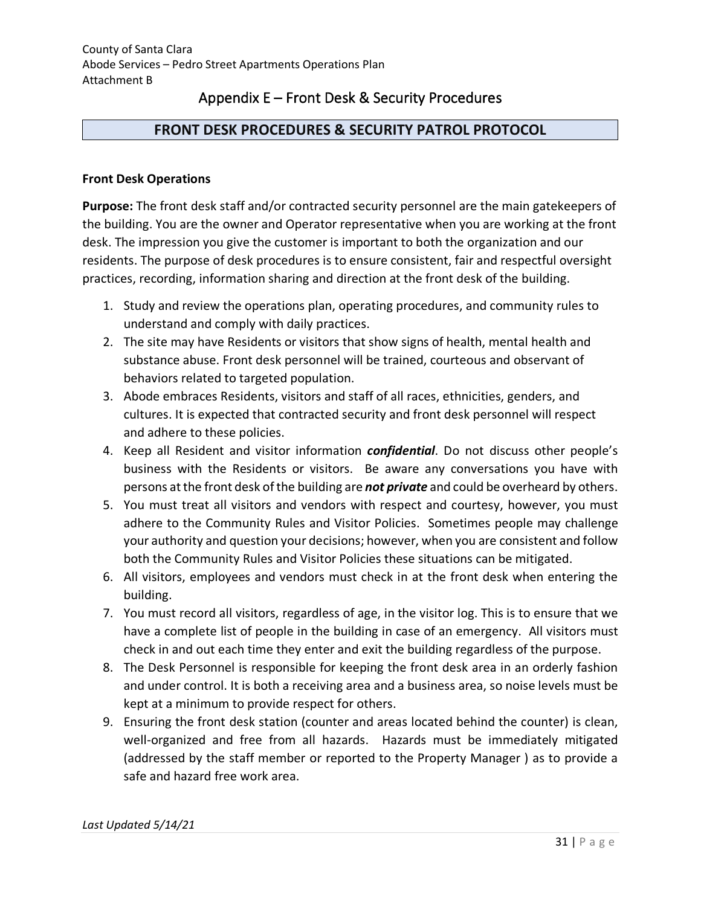County of Santa Clara
Abode Services – Pedro Street Apartments Operations Plan
Attachment B

# Appendix E – Front Desk & Security Procedures

## FRONT DESK PROCEDURES & SECURITY PATROL PROTOCOL

### Front Desk Operations

**Purpose:** The front desk staff and/or contracted security personnel are the main gatekeepers of the building. You are the owner and Operator representative when you are working at the front desk. The impression you give the customer is important to both the organization and our residents. The purpose of desk procedures is to ensure consistent, fair and respectful oversight practices, recording, information sharing and direction at the front desk of the building.

1. Study and review the operations plan, operating procedures, and community rules to understand and comply with daily practices.
2. The site may have Residents or visitors that show signs of health, mental health and substance abuse. Front desk personnel will be trained, courteous and observant of behaviors related to targeted population.
3. Abode embraces Residents, visitors and staff of all races, ethnicities, genders, and cultures. It is expected that contracted security and front desk personnel will respect and adhere to these policies.
4. Keep all Resident and visitor information ***confidential***. Do not discuss other people's business with the Residents or visitors. Be aware any conversations you have with persons at the front desk of the building are ***not private*** and could be overheard by others.
5. You must treat all visitors and vendors with respect and courtesy, however, you must adhere to the Community Rules and Visitor Policies. Sometimes people may challenge your authority and question your decisions; however, when you are consistent and follow both the Community Rules and Visitor Policies these situations can be mitigated.
6. All visitors, employees and vendors must check in at the front desk when entering the building.
7. You must record all visitors, regardless of age, in the visitor log. This is to ensure that we have a complete list of people in the building in case of an emergency. All visitors must check in and out each time they enter and exit the building regardless of the purpose.
8. The Desk Personnel is responsible for keeping the front desk area in an orderly fashion and under control. It is both a receiving area and a business area, so noise levels must be kept at a minimum to provide respect for others.
9. Ensuring the front desk station (counter and areas located behind the counter) is clean, well-organized and free from all hazards. Hazards must be immediately mitigated (addressed by the staff member or reported to the Property Manager ) as to provide a safe and hazard free work area.

*Last Updated 5/14/21*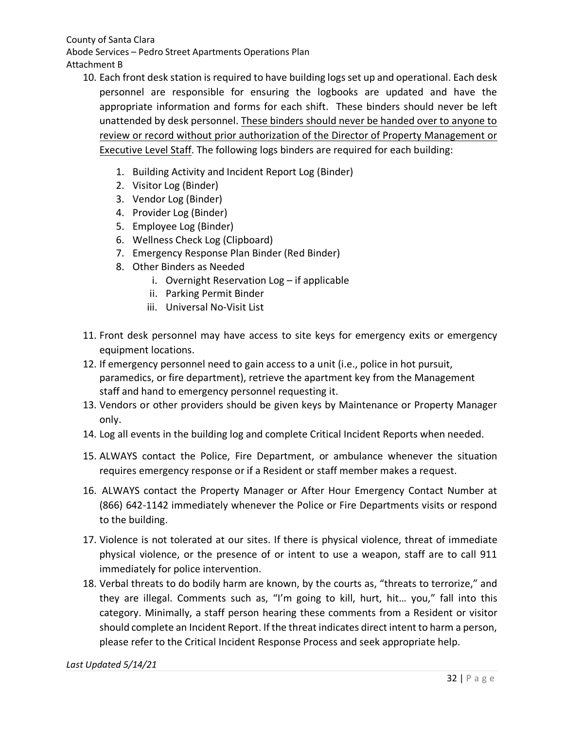10. Each front desk station is required to have building logs set up and operational. Each desk personnel are responsible for ensuring the logbooks are updated and have the appropriate information and forms for each shift. These binders should never be left unattended by desk personnel. <u>These binders should never be handed over to anyone to review or record without prior authorization of the Director of Property Management or Executive Level Staff</u>. The following logs binders are required for each building:

    1. Building Activity and Incident Report Log (Binder)
    2. Visitor Log (Binder)
    3. Vendor Log (Binder)
    4. Provider Log (Binder)
    5. Employee Log (Binder)
    6. Wellness Check Log (Clipboard)
    7. Emergency Response Plan Binder (Red Binder)
    8. Other Binders as Needed
        i. Overnight Reservation Log – if applicable
        ii. Parking Permit Binder
        iii. Universal No-Visit List

11. Front desk personnel may have access to site keys for emergency exits or emergency equipment locations.
12. If emergency personnel need to gain access to a unit (i.e., police in hot pursuit, paramedics, or fire department), retrieve the apartment key from the Management staff and hand to emergency personnel requesting it.
13. Vendors or other providers should be given keys by Maintenance or Property Manager only.
14. Log all events in the building log and complete Critical Incident Reports when needed.
15. ALWAYS contact the Police, Fire Department, or ambulance whenever the situation requires emergency response or if a Resident or staff member makes a request.
16. ALWAYS contact the Property Manager or After Hour Emergency Contact Number at (866) 642-1142 immediately whenever the Police or Fire Departments visits or respond to the building.
17. Violence is not tolerated at our sites. If there is physical violence, threat of immediate physical violence, or the presence of or intent to use a weapon, staff are to call 911 immediately for police intervention.
18. Verbal threats to do bodily harm are known, by the courts as, "threats to terrorize," and they are illegal. Comments such as, "I'm going to kill, hurt, hit… you," fall into this category. Minimally, a staff person hearing these comments from a Resident or visitor should complete an Incident Report. If the threat indicates direct intent to harm a person, please refer to the Critical Incident Response Process and seek appropriate help.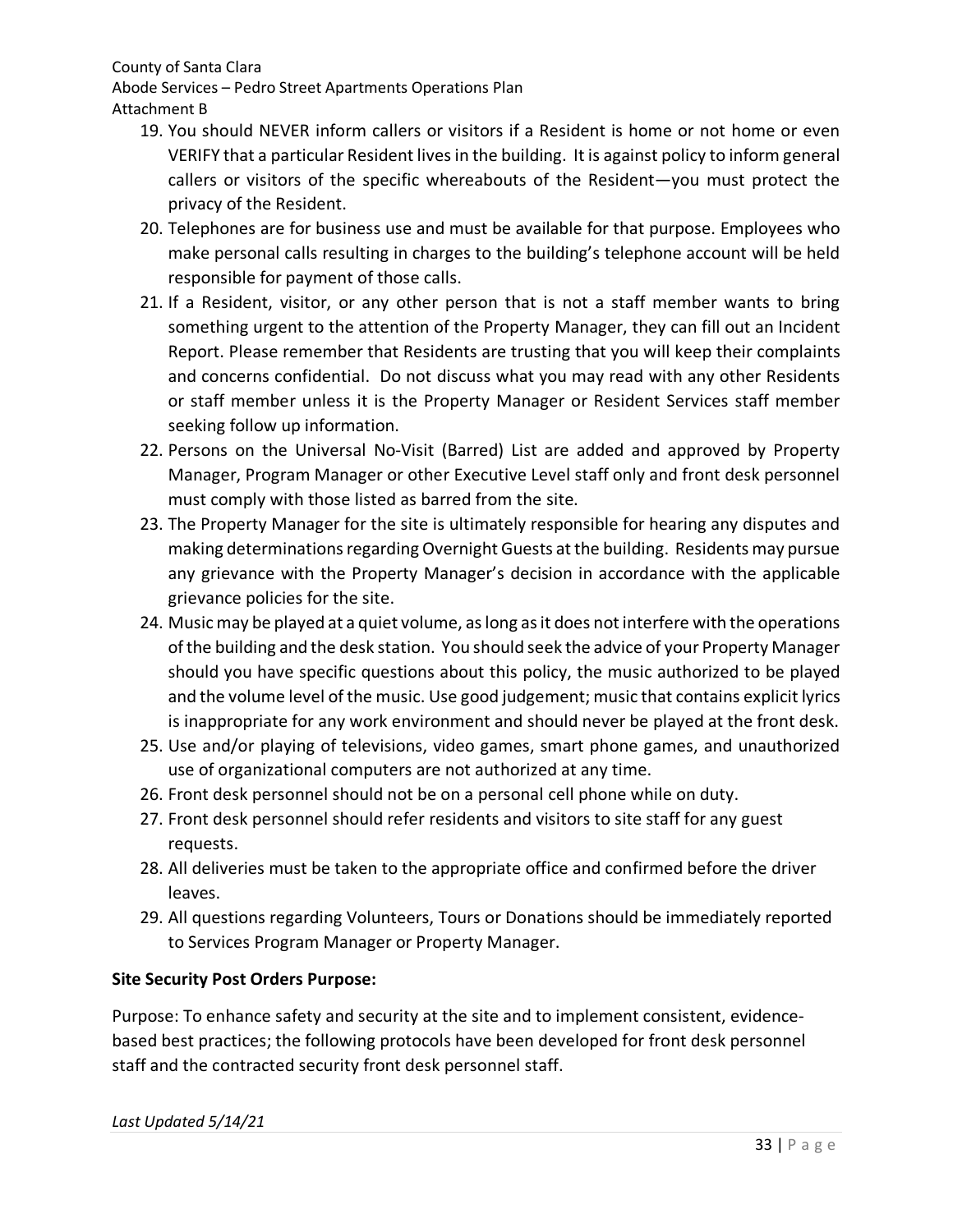19. You should NEVER inform callers or visitors if a Resident is home or not home or even VERIFY that a particular Resident lives in the building. It is against policy to inform general callers or visitors of the specific whereabouts of the Resident—you must protect the privacy of the Resident.
20. Telephones are for business use and must be available for that purpose. Employees who make personal calls resulting in charges to the building's telephone account will be held responsible for payment of those calls.
21. If a Resident, visitor, or any other person that is not a staff member wants to bring something urgent to the attention of the Property Manager, they can fill out an Incident Report. Please remember that Residents are trusting that you will keep their complaints and concerns confidential. Do not discuss what you may read with any other Residents or staff member unless it is the Property Manager or Resident Services staff member seeking follow up information.
22. Persons on the Universal No-Visit (Barred) List are added and approved by Property Manager, Program Manager or other Executive Level staff only and front desk personnel must comply with those listed as barred from the site.
23. The Property Manager for the site is ultimately responsible for hearing any disputes and making determinations regarding Overnight Guests at the building. Residents may pursue any grievance with the Property Manager's decision in accordance with the applicable grievance policies for the site.
24. Music may be played at a quiet volume, as long as it does not interfere with the operations of the building and the desk station. You should seek the advice of your Property Manager should you have specific questions about this policy, the music authorized to be played and the volume level of the music. Use good judgement; music that contains explicit lyrics is inappropriate for any work environment and should never be played at the front desk.
25. Use and/or playing of televisions, video games, smart phone games, and unauthorized use of organizational computers are not authorized at any time.
26. Front desk personnel should not be on a personal cell phone while on duty.
27. Front desk personnel should refer residents and visitors to site staff for any guest requests.
28. All deliveries must be taken to the appropriate office and confirmed before the driver leaves.
29. All questions regarding Volunteers, Tours or Donations should be immediately reported to Services Program Manager or Property Manager.

**Site Security Post Orders Purpose:**

Purpose: To enhance safety and security at the site and to implement consistent, evidence-based best practices; the following protocols have been developed for front desk personnel staff and the contracted security front desk personnel staff.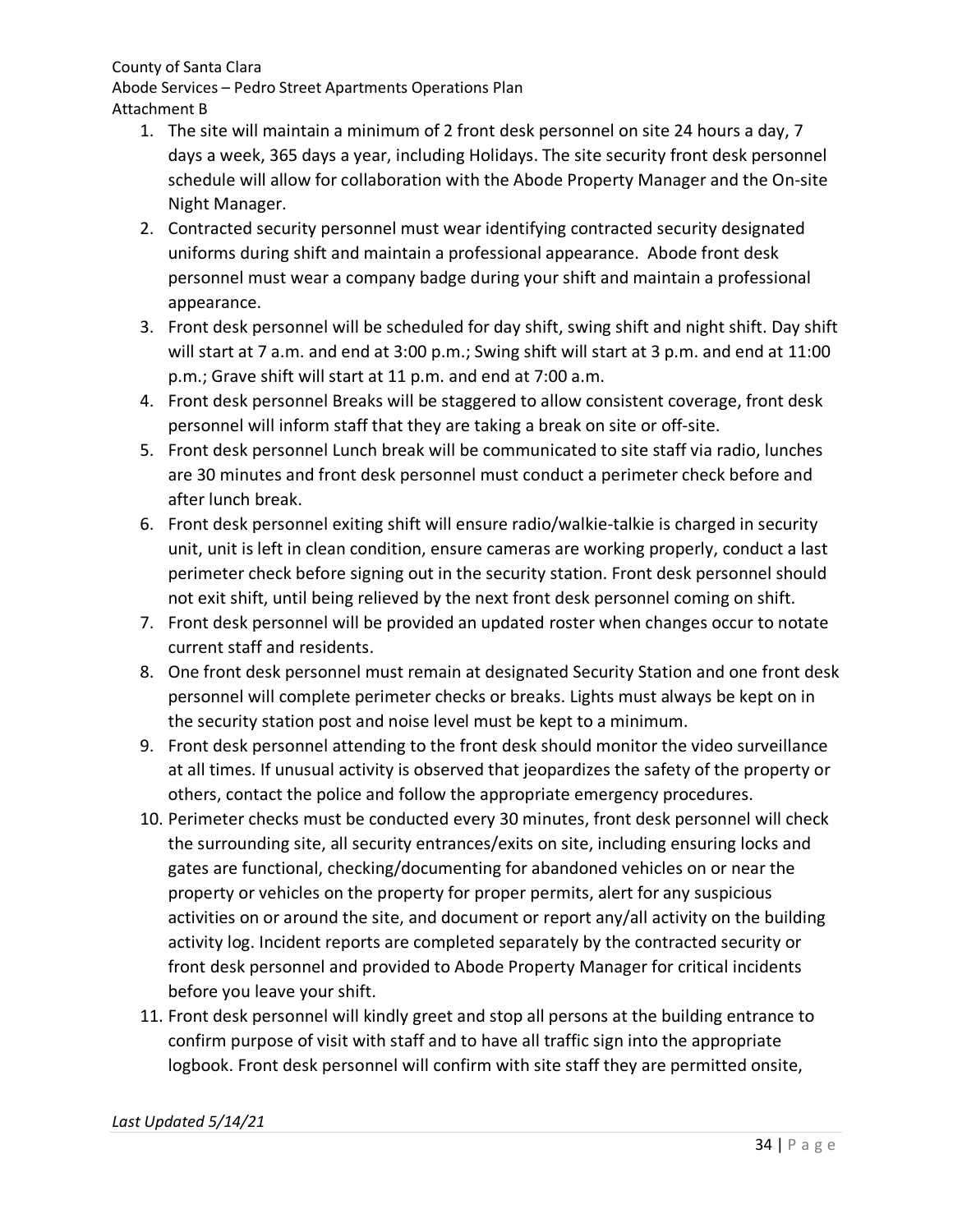1. The site will maintain a minimum of 2 front desk personnel on site 24 hours a day, 7 days a week, 365 days a year, including Holidays. The site security front desk personnel schedule will allow for collaboration with the Abode Property Manager and the On-site Night Manager.
2. Contracted security personnel must wear identifying contracted security designated uniforms during shift and maintain a professional appearance. Abode front desk personnel must wear a company badge during your shift and maintain a professional appearance.
3. Front desk personnel will be scheduled for day shift, swing shift and night shift. Day shift will start at 7 a.m. and end at 3:00 p.m.; Swing shift will start at 3 p.m. and end at 11:00 p.m.; Grave shift will start at 11 p.m. and end at 7:00 a.m.
4. Front desk personnel Breaks will be staggered to allow consistent coverage, front desk personnel will inform staff that they are taking a break on site or off-site.
5. Front desk personnel Lunch break will be communicated to site staff via radio, lunches are 30 minutes and front desk personnel must conduct a perimeter check before and after lunch break.
6. Front desk personnel exiting shift will ensure radio/walkie-talkie is charged in security unit, unit is left in clean condition, ensure cameras are working properly, conduct a last perimeter check before signing out in the security station. Front desk personnel should not exit shift, until being relieved by the next front desk personnel coming on shift.
7. Front desk personnel will be provided an updated roster when changes occur to notate current staff and residents.
8. One front desk personnel must remain at designated Security Station and one front desk personnel will complete perimeter checks or breaks. Lights must always be kept on in the security station post and noise level must be kept to a minimum.
9. Front desk personnel attending to the front desk should monitor the video surveillance at all times. If unusual activity is observed that jeopardizes the safety of the property or others, contact the police and follow the appropriate emergency procedures.
10. Perimeter checks must be conducted every 30 minutes, front desk personnel will check the surrounding site, all security entrances/exits on site, including ensuring locks and gates are functional, checking/documenting for abandoned vehicles on or near the property or vehicles on the property for proper permits, alert for any suspicious activities on or around the site, and document or report any/all activity on the building activity log. Incident reports are completed separately by the contracted security or front desk personnel and provided to Abode Property Manager for critical incidents before you leave your shift.
11. Front desk personnel will kindly greet and stop all persons at the building entrance to confirm purpose of visit with staff and to have all traffic sign into the appropriate logbook. Front desk personnel will confirm with site staff they are permitted onsite,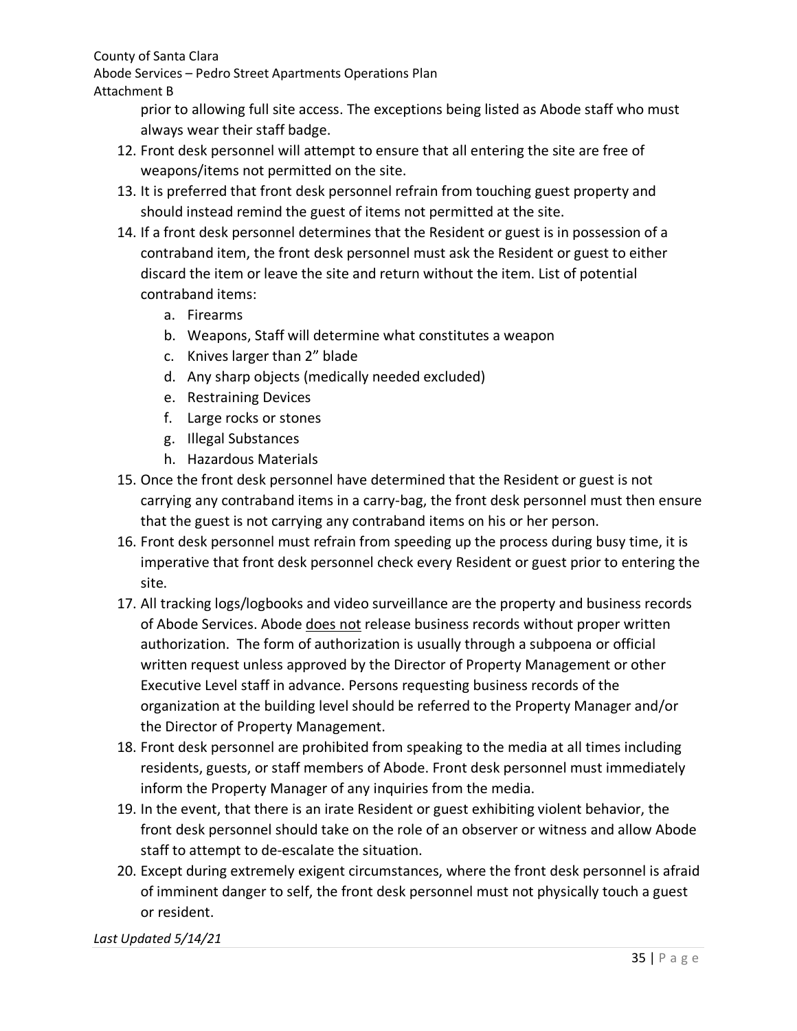prior to allowing full site access. The exceptions being listed as Abode staff who must always wear their staff badge.

12. Front desk personnel will attempt to ensure that all entering the site are free of weapons/items not permitted on the site.
13. It is preferred that front desk personnel refrain from touching guest property and should instead remind the guest of items not permitted at the site.
14. If a front desk personnel determines that the Resident or guest is in possession of a contraband item, the front desk personnel must ask the Resident or guest to either discard the item or leave the site and return without the item. List of potential contraband items:
    a. Firearms
    b. Weapons, Staff will determine what constitutes a weapon
    c. Knives larger than 2" blade
    d. Any sharp objects (medically needed excluded)
    e. Restraining Devices
    f. Large rocks or stones
    g. Illegal Substances
    h. Hazardous Materials
15. Once the front desk personnel have determined that the Resident or guest is not carrying any contraband items in a carry-bag, the front desk personnel must then ensure that the guest is not carrying any contraband items on his or her person.
16. Front desk personnel must refrain from speeding up the process during busy time, it is imperative that front desk personnel check every Resident or guest prior to entering the site.
17. All tracking logs/logbooks and video surveillance are the property and business records of Abode Services. Abode <u>does not</u> release business records without proper written authorization. The form of authorization is usually through a subpoena or official written request unless approved by the Director of Property Management or other Executive Level staff in advance. Persons requesting business records of the organization at the building level should be referred to the Property Manager and/or the Director of Property Management.
18. Front desk personnel are prohibited from speaking to the media at all times including residents, guests, or staff members of Abode. Front desk personnel must immediately inform the Property Manager of any inquiries from the media.
19. In the event, that there is an irate Resident or guest exhibiting violent behavior, the front desk personnel should take on the role of an observer or witness and allow Abode staff to attempt to de-escalate the situation.
20. Except during extremely exigent circumstances, where the front desk personnel is afraid of imminent danger to self, the front desk personnel must not physically touch a guest or resident.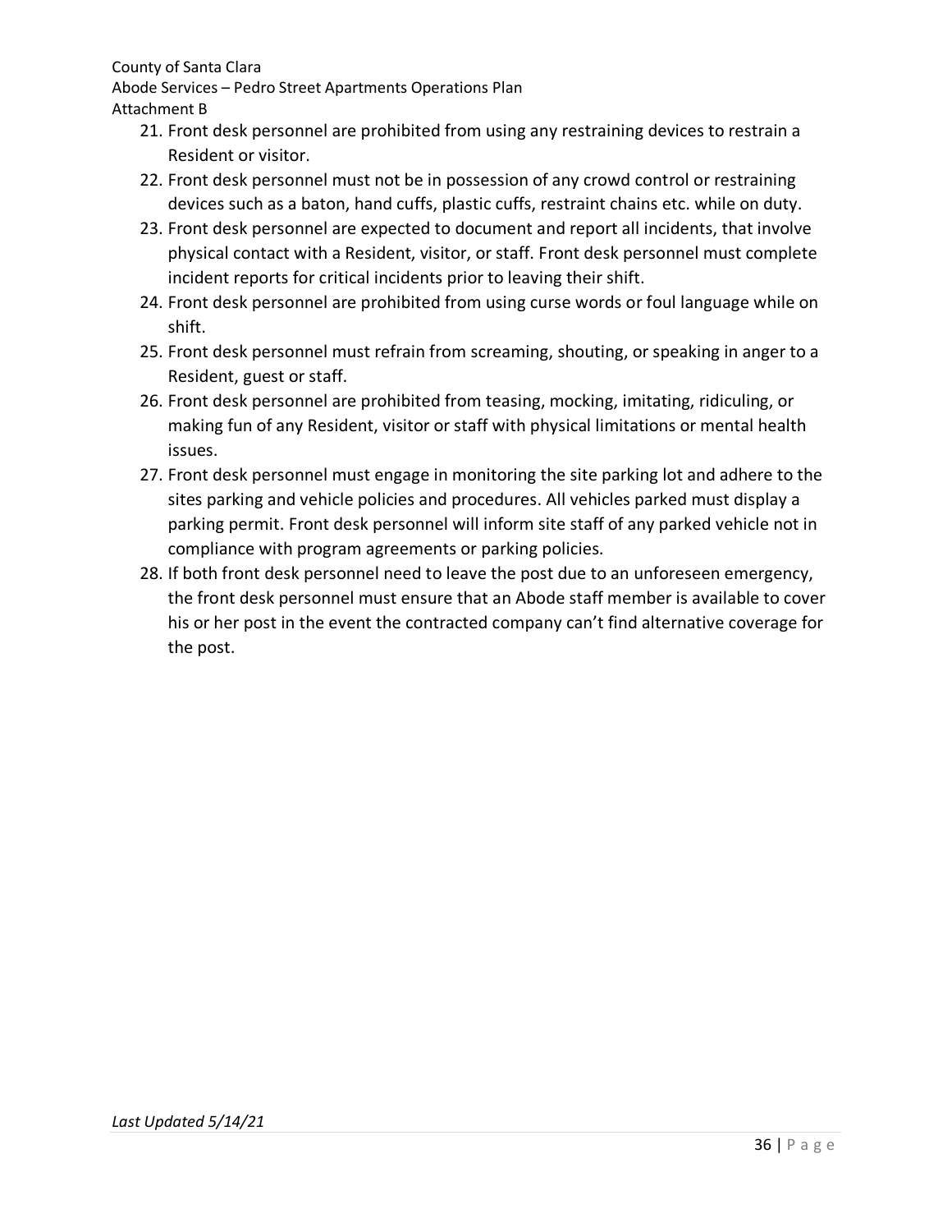21. Front desk personnel are prohibited from using any restraining devices to restrain a Resident or visitor.
22. Front desk personnel must not be in possession of any crowd control or restraining devices such as a baton, hand cuffs, plastic cuffs, restraint chains etc. while on duty.
23. Front desk personnel are expected to document and report all incidents, that involve physical contact with a Resident, visitor, or staff. Front desk personnel must complete incident reports for critical incidents prior to leaving their shift.
24. Front desk personnel are prohibited from using curse words or foul language while on shift.
25. Front desk personnel must refrain from screaming, shouting, or speaking in anger to a Resident, guest or staff.
26. Front desk personnel are prohibited from teasing, mocking, imitating, ridiculing, or making fun of any Resident, visitor or staff with physical limitations or mental health issues.
27. Front desk personnel must engage in monitoring the site parking lot and adhere to the sites parking and vehicle policies and procedures. All vehicles parked must display a parking permit. Front desk personnel will inform site staff of any parked vehicle not in compliance with program agreements or parking policies.
28. If both front desk personnel need to leave the post due to an unforeseen emergency, the front desk personnel must ensure that an Abode staff member is available to cover his or her post in the event the contracted company can't find alternative coverage for the post.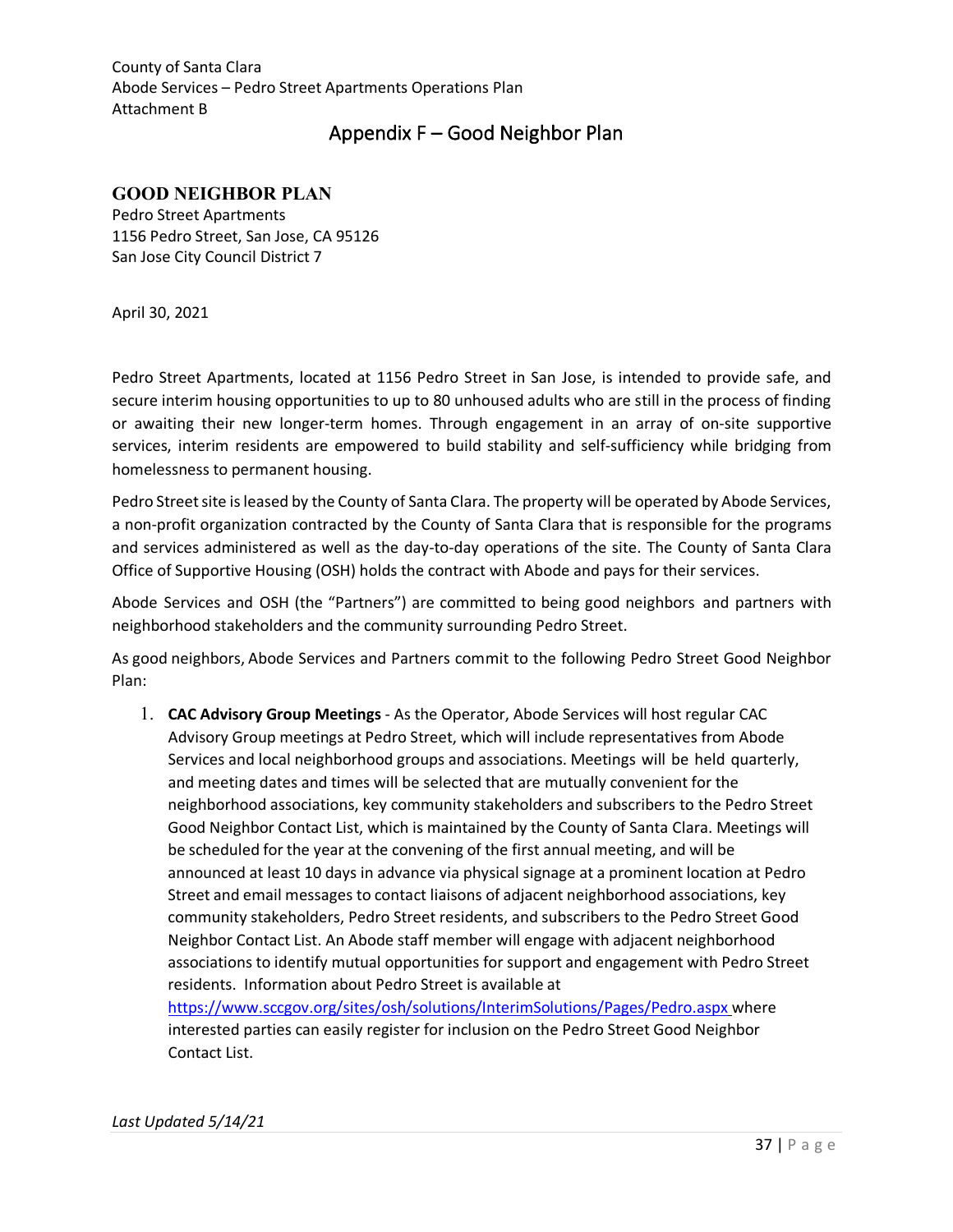# Appendix F – Good Neighbor Plan

## GOOD NEIGHBOR PLAN

Pedro Street Apartments
1156 Pedro Street, San Jose, CA 95126
San Jose City Council District 7

April 30, 2021

Pedro Street Apartments, located at 1156 Pedro Street in San Jose, is intended to provide safe, and secure interim housing opportunities to up to 80 unhoused adults who are still in the process of finding or awaiting their new longer-term homes. Through engagement in an array of on-site supportive services, interim residents are empowered to build stability and self-sufficiency while bridging from homelessness to permanent housing.

Pedro Street site is leased by the County of Santa Clara. The property will be operated by Abode Services, a non-profit organization contracted by the County of Santa Clara that is responsible for the programs and services administered as well as the day-to-day operations of the site. The County of Santa Clara Office of Supportive Housing (OSH) holds the contract with Abode and pays for their services.

Abode Services and OSH (the "Partners") are committed to being good neighbors and partners with neighborhood stakeholders and the community surrounding Pedro Street.

As good neighbors, Abode Services and Partners commit to the following Pedro Street Good Neighbor Plan:

1. **CAC Advisory Group Meetings** - As the Operator, Abode Services will host regular CAC Advisory Group meetings at Pedro Street, which will include representatives from Abode Services and local neighborhood groups and associations. Meetings will be held quarterly, and meeting dates and times will be selected that are mutually convenient for the neighborhood associations, key community stakeholders and subscribers to the Pedro Street Good Neighbor Contact List, which is maintained by the County of Santa Clara. Meetings will be scheduled for the year at the convening of the first annual meeting, and will be announced at least 10 days in advance via physical signage at a prominent location at Pedro Street and email messages to contact liaisons of adjacent neighborhood associations, key community stakeholders, Pedro Street residents, and subscribers to the Pedro Street Good Neighbor Contact List. An Abode staff member will engage with adjacent neighborhood associations to identify mutual opportunities for support and engagement with Pedro Street residents. Information about Pedro Street is available at https://www.sccgov.org/sites/osh/solutions/InterimSolutions/Pages/Pedro.aspx where interested parties can easily register for inclusion on the Pedro Street Good Neighbor Contact List.

*Last Updated 5/14/21*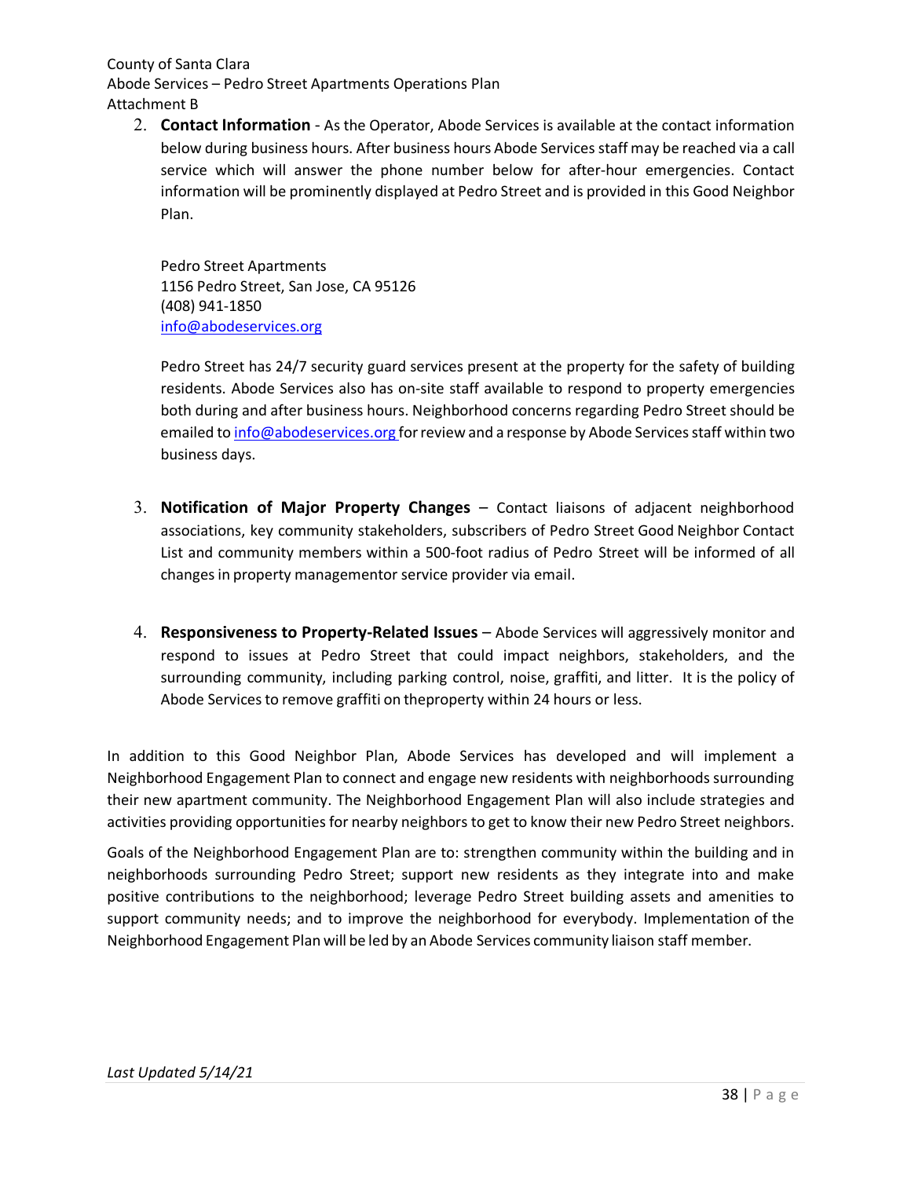2. **Contact Information** - As the Operator, Abode Services is available at the contact information below during business hours. After business hours Abode Services staff may be reached via a call service which will answer the phone number below for after-hour emergencies. Contact information will be prominently displayed at Pedro Street and is provided in this Good Neighbor Plan.

   Pedro Street Apartments
   1156 Pedro Street, San Jose, CA 95126
   (408) 941-1850
   info@abodeservices.org

   Pedro Street has 24/7 security guard services present at the property for the safety of building residents. Abode Services also has on-site staff available to respond to property emergencies both during and after business hours. Neighborhood concerns regarding Pedro Street should be emailed to info@abodeservices.org for review and a response by Abode Services staff within two business days.

3. **Notification of Major Property Changes** – Contact liaisons of adjacent neighborhood associations, key community stakeholders, subscribers of Pedro Street Good Neighbor Contact List and community members within a 500-foot radius of Pedro Street will be informed of all changes in property managementor service provider via email.

4. **Responsiveness to Property-Related Issues** – Abode Services will aggressively monitor and respond to issues at Pedro Street that could impact neighbors, stakeholders, and the surrounding community, including parking control, noise, graffiti, and litter. It is the policy of Abode Services to remove graffiti on theproperty within 24 hours or less.

In addition to this Good Neighbor Plan, Abode Services has developed and will implement a Neighborhood Engagement Plan to connect and engage new residents with neighborhoods surrounding their new apartment community. The Neighborhood Engagement Plan will also include strategies and activities providing opportunities for nearby neighbors to get to know their new Pedro Street neighbors.

Goals of the Neighborhood Engagement Plan are to: strengthen community within the building and in neighborhoods surrounding Pedro Street; support new residents as they integrate into and make positive contributions to the neighborhood; leverage Pedro Street building assets and amenities to support community needs; and to improve the neighborhood for everybody. Implementation of the Neighborhood Engagement Plan will be led by an Abode Services community liaison staff member.

*Last Updated 5/14/21*